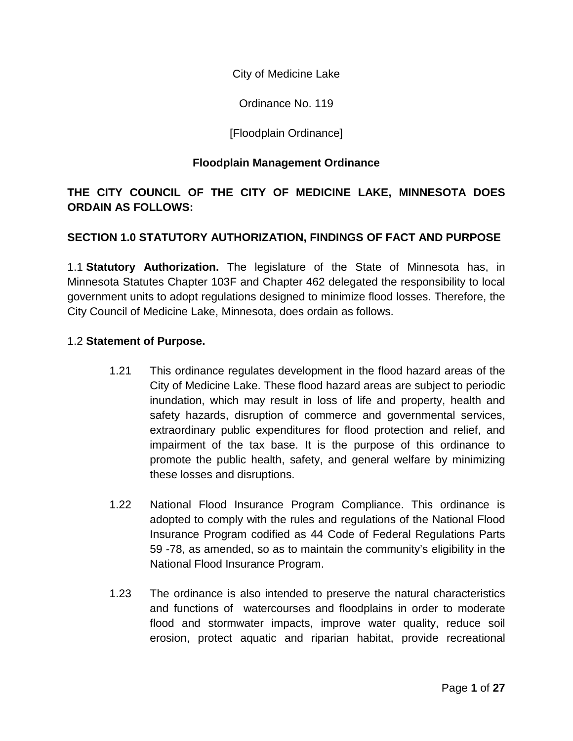City of Medicine Lake

Ordinance No. 119

[Floodplain Ordinance]

# Floodplain Management Ordinance

**THE CITY COUNCIL OF THE CITY OF MEDICINE LAKE, MINNESOTA DOES ORDAIN AS FOLLOWS:**

## SECTION 1.0 STATUTORY AUTHORIZATION, FINDINGS OF FACT AND PURPOSE

1.1 **Statutory Authorization.** The legislature of the State of Minnesota has, in Minnesota Statutes Chapter 103F and Chapter 462 delegated the responsibility to local government units to adopt regulations designed to minimize flood losses. Therefore, the City Council of Medicine Lake, Minnesota, does ordain as follows.

1.2 **Statement of Purpose.**

1.21 This ordinance regulates development in the flood hazard areas of the City of Medicine Lake. These flood hazard areas are subject to periodic inundation, which may result in loss of life and property, health and safety hazards, disruption of commerce and governmental services, extraordinary public expenditures for flood protection and relief, and impairment of the tax base. It is the purpose of this ordinance to promote the public health, safety, and general welfare by minimizing these losses and disruptions.

1.22 National Flood Insurance Program Compliance. This ordinance is adopted to comply with the rules and regulations of the National Flood Insurance Program codified as 44 Code of Federal Regulations Parts 59 -78, as amended, so as to maintain the community's eligibility in the National Flood Insurance Program.

1.23 The ordinance is also intended to preserve the natural characteristics and functions of watercourses and floodplains in order to moderate flood and stormwater impacts, improve water quality, reduce soil erosion, protect aquatic and riparian habitat, provide recreational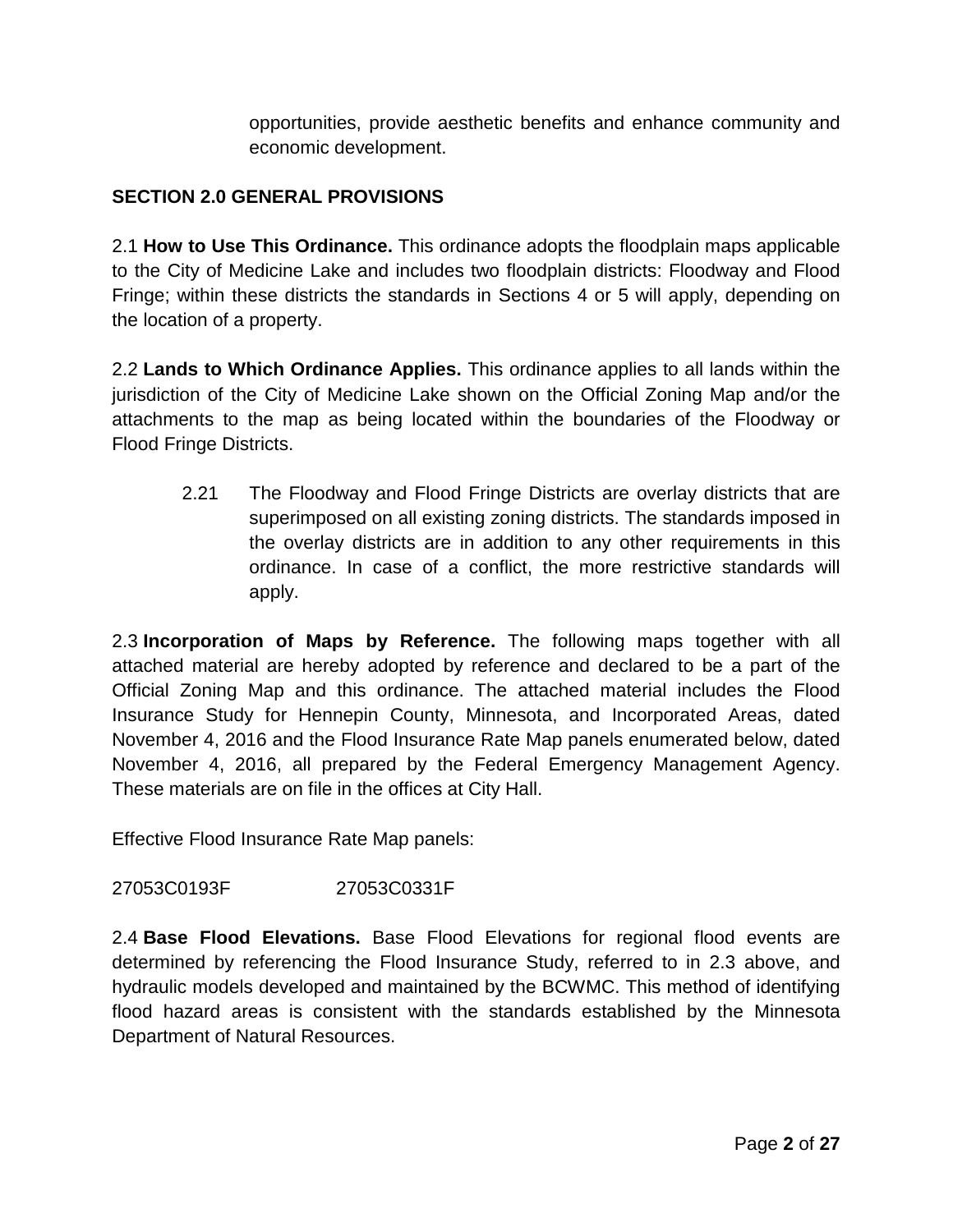opportunities, provide aesthetic benefits and enhance community and economic development.

## SECTION 2.0 GENERAL PROVISIONS

2.1 **How to Use This Ordinance.** This ordinance adopts the floodplain maps applicable to the City of Medicine Lake and includes two floodplain districts: Floodway and Flood Fringe; within these districts the standards in Sections 4 or 5 will apply, depending on the location of a property.

2.2 **Lands to Which Ordinance Applies.** This ordinance applies to all lands within the jurisdiction of the City of Medicine Lake shown on the Official Zoning Map and/or the attachments to the map as being located within the boundaries of the Floodway or Flood Fringe Districts.

> 2.21 The Floodway and Flood Fringe Districts are overlay districts that are superimposed on all existing zoning districts. The standards imposed in the overlay districts are in addition to any other requirements in this ordinance. In case of a conflict, the more restrictive standards will apply.

2.3 **Incorporation of Maps by Reference.** The following maps together with all attached material are hereby adopted by reference and declared to be a part of the Official Zoning Map and this ordinance. The attached material includes the Flood Insurance Study for Hennepin County, Minnesota, and Incorporated Areas, dated November 4, 2016 and the Flood Insurance Rate Map panels enumerated below, dated November 4, 2016, all prepared by the Federal Emergency Management Agency. These materials are on file in the offices at City Hall.

Effective Flood Insurance Rate Map panels:

27053C0193F 27053C0331F

2.4 **Base Flood Elevations.** Base Flood Elevations for regional flood events are determined by referencing the Flood Insurance Study, referred to in 2.3 above, and hydraulic models developed and maintained by the BCWMC. This method of identifying flood hazard areas is consistent with the standards established by the Minnesota Department of Natural Resources.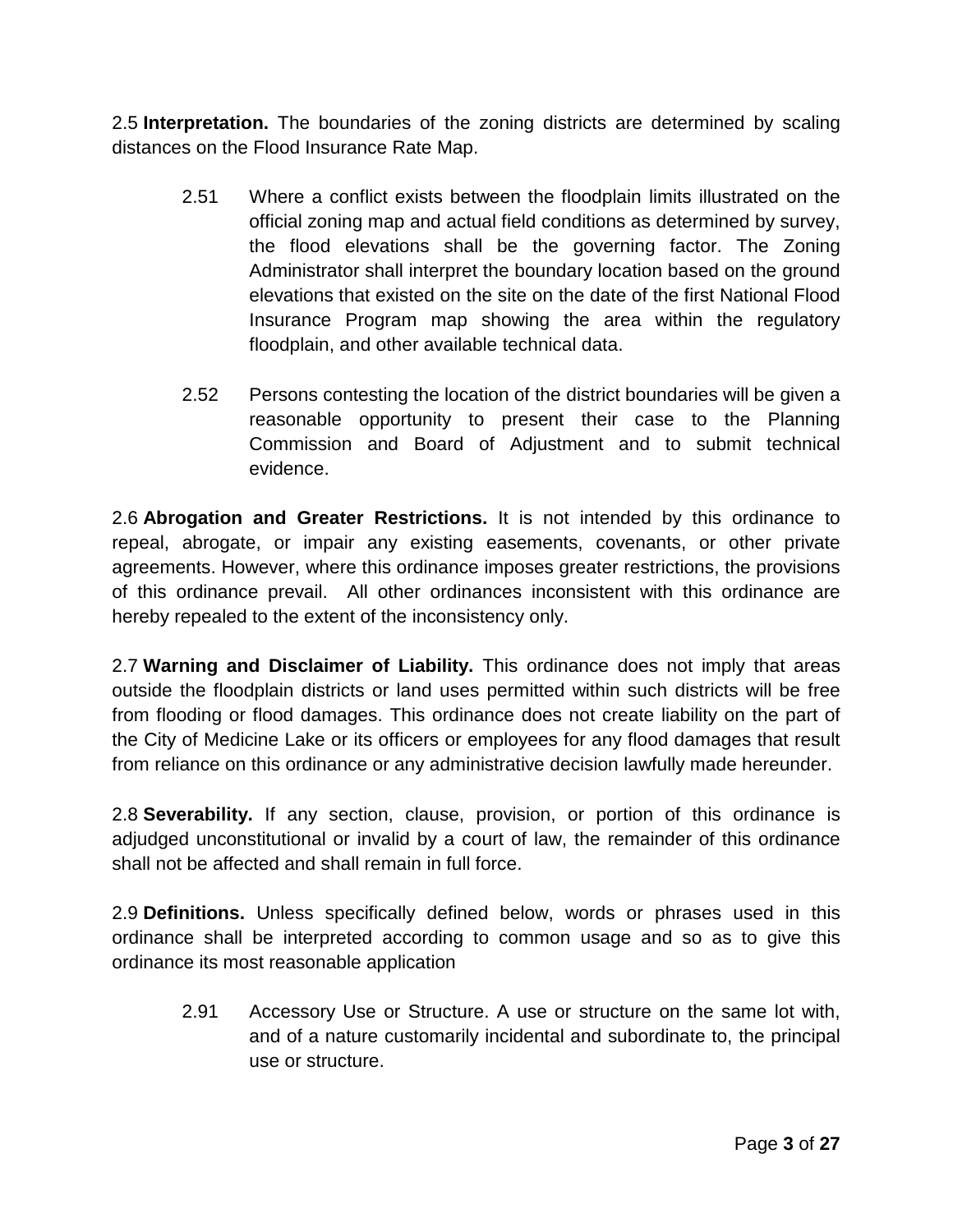2.5 **Interpretation.** The boundaries of the zoning districts are determined by scaling distances on the Flood Insurance Rate Map.

> 2.51 Where a conflict exists between the floodplain limits illustrated on the official zoning map and actual field conditions as determined by survey, the flood elevations shall be the governing factor. The Zoning Administrator shall interpret the boundary location based on the ground elevations that existed on the site on the date of the first National Flood Insurance Program map showing the area within the regulatory floodplain, and other available technical data.
>
> 2.52 Persons contesting the location of the district boundaries will be given a reasonable opportunity to present their case to the Planning Commission and Board of Adjustment and to submit technical evidence.

2.6 **Abrogation and Greater Restrictions.** It is not intended by this ordinance to repeal, abrogate, or impair any existing easements, covenants, or other private agreements. However, where this ordinance imposes greater restrictions, the provisions of this ordinance prevail. All other ordinances inconsistent with this ordinance are hereby repealed to the extent of the inconsistency only.

2.7 **Warning and Disclaimer of Liability.** This ordinance does not imply that areas outside the floodplain districts or land uses permitted within such districts will be free from flooding or flood damages. This ordinance does not create liability on the part of the City of Medicine Lake or its officers or employees for any flood damages that result from reliance on this ordinance or any administrative decision lawfully made hereunder.

2.8 **Severability.** If any section, clause, provision, or portion of this ordinance is adjudged unconstitutional or invalid by a court of law, the remainder of this ordinance shall not be affected and shall remain in full force.

2.9 **Definitions.** Unless specifically defined below, words or phrases used in this ordinance shall be interpreted according to common usage and so as to give this ordinance its most reasonable application

> 2.91 Accessory Use or Structure. A use or structure on the same lot with, and of a nature customarily incidental and subordinate to, the principal use or structure.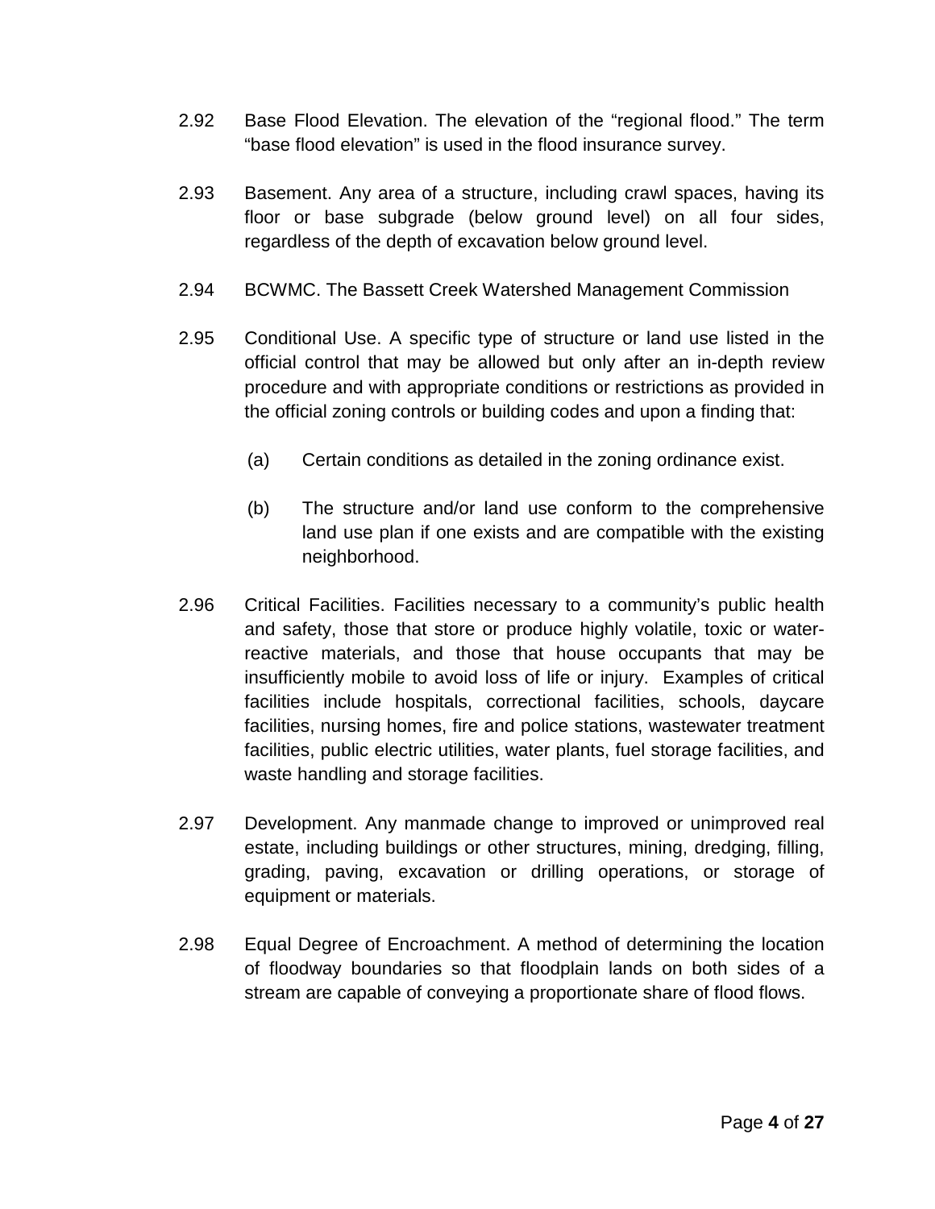2.92 Base Flood Elevation. The elevation of the "regional flood." The term "base flood elevation" is used in the flood insurance survey.

2.93 Basement. Any area of a structure, including crawl spaces, having its floor or base subgrade (below ground level) on all four sides, regardless of the depth of excavation below ground level.

2.94 BCWMC. The Bassett Creek Watershed Management Commission

2.95 Conditional Use. A specific type of structure or land use listed in the official control that may be allowed but only after an in-depth review procedure and with appropriate conditions or restrictions as provided in the official zoning controls or building codes and upon a finding that:

(a) Certain conditions as detailed in the zoning ordinance exist.

(b) The structure and/or land use conform to the comprehensive land use plan if one exists and are compatible with the existing neighborhood.

2.96 Critical Facilities. Facilities necessary to a community's public health and safety, those that store or produce highly volatile, toxic or water-reactive materials, and those that house occupants that may be insufficiently mobile to avoid loss of life or injury. Examples of critical facilities include hospitals, correctional facilities, schools, daycare facilities, nursing homes, fire and police stations, wastewater treatment facilities, public electric utilities, water plants, fuel storage facilities, and waste handling and storage facilities.

2.97 Development. Any manmade change to improved or unimproved real estate, including buildings or other structures, mining, dredging, filling, grading, paving, excavation or drilling operations, or storage of equipment or materials.

2.98 Equal Degree of Encroachment. A method of determining the location of floodway boundaries so that floodplain lands on both sides of a stream are capable of conveying a proportionate share of flood flows.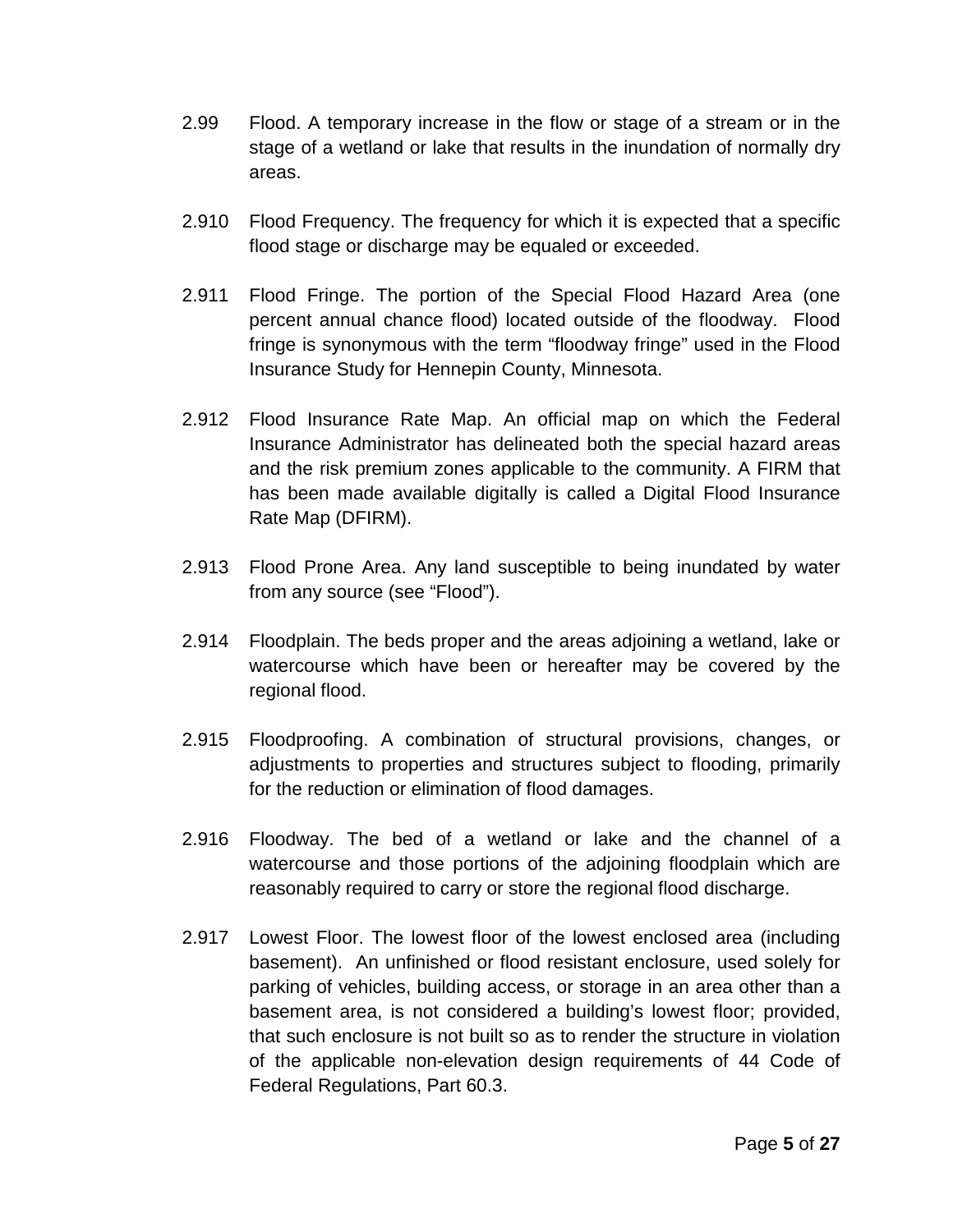2.99 Flood. A temporary increase in the flow or stage of a stream or in the stage of a wetland or lake that results in the inundation of normally dry areas.

2.910 Flood Frequency. The frequency for which it is expected that a specific flood stage or discharge may be equaled or exceeded.

2.911 Flood Fringe. The portion of the Special Flood Hazard Area (one percent annual chance flood) located outside of the floodway. Flood fringe is synonymous with the term "floodway fringe" used in the Flood Insurance Study for Hennepin County, Minnesota.

2.912 Flood Insurance Rate Map. An official map on which the Federal Insurance Administrator has delineated both the special hazard areas and the risk premium zones applicable to the community. A FIRM that has been made available digitally is called a Digital Flood Insurance Rate Map (DFIRM).

2.913 Flood Prone Area. Any land susceptible to being inundated by water from any source (see "Flood").

2.914 Floodplain. The beds proper and the areas adjoining a wetland, lake or watercourse which have been or hereafter may be covered by the regional flood.

2.915 Floodproofing. A combination of structural provisions, changes, or adjustments to properties and structures subject to flooding, primarily for the reduction or elimination of flood damages.

2.916 Floodway. The bed of a wetland or lake and the channel of a watercourse and those portions of the adjoining floodplain which are reasonably required to carry or store the regional flood discharge.

2.917 Lowest Floor. The lowest floor of the lowest enclosed area (including basement). An unfinished or flood resistant enclosure, used solely for parking of vehicles, building access, or storage in an area other than a basement area, is not considered a building's lowest floor; provided, that such enclosure is not built so as to render the structure in violation of the applicable non-elevation design requirements of 44 Code of Federal Regulations, Part 60.3.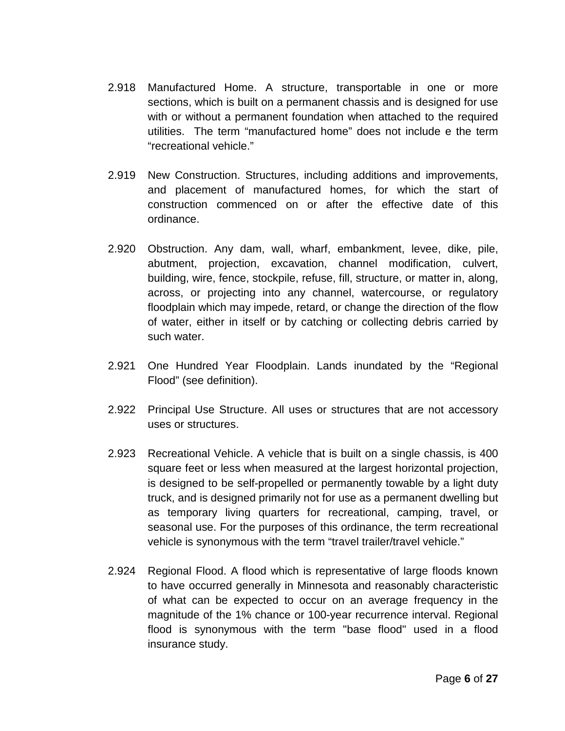2.918 Manufactured Home. A structure, transportable in one or more sections, which is built on a permanent chassis and is designed for use with or without a permanent foundation when attached to the required utilities. The term “manufactured home” does not include e the term “recreational vehicle.”

2.919 New Construction. Structures, including additions and improvements, and placement of manufactured homes, for which the start of construction commenced on or after the effective date of this ordinance.

2.920 Obstruction. Any dam, wall, wharf, embankment, levee, dike, pile, abutment, projection, excavation, channel modification, culvert, building, wire, fence, stockpile, refuse, fill, structure, or matter in, along, across, or projecting into any channel, watercourse, or regulatory floodplain which may impede, retard, or change the direction of the flow of water, either in itself or by catching or collecting debris carried by such water.

2.921 One Hundred Year Floodplain. Lands inundated by the “Regional Flood” (see definition).

2.922 Principal Use Structure. All uses or structures that are not accessory uses or structures.

2.923 Recreational Vehicle. A vehicle that is built on a single chassis, is 400 square feet or less when measured at the largest horizontal projection, is designed to be self-propelled or permanently towable by a light duty truck, and is designed primarily not for use as a permanent dwelling but as temporary living quarters for recreational, camping, travel, or seasonal use. For the purposes of this ordinance, the term recreational vehicle is synonymous with the term “travel trailer/travel vehicle.”

2.924 Regional Flood. A flood which is representative of large floods known to have occurred generally in Minnesota and reasonably characteristic of what can be expected to occur on an average frequency in the magnitude of the 1% chance or 100-year recurrence interval. Regional flood is synonymous with the term "base flood" used in a flood insurance study.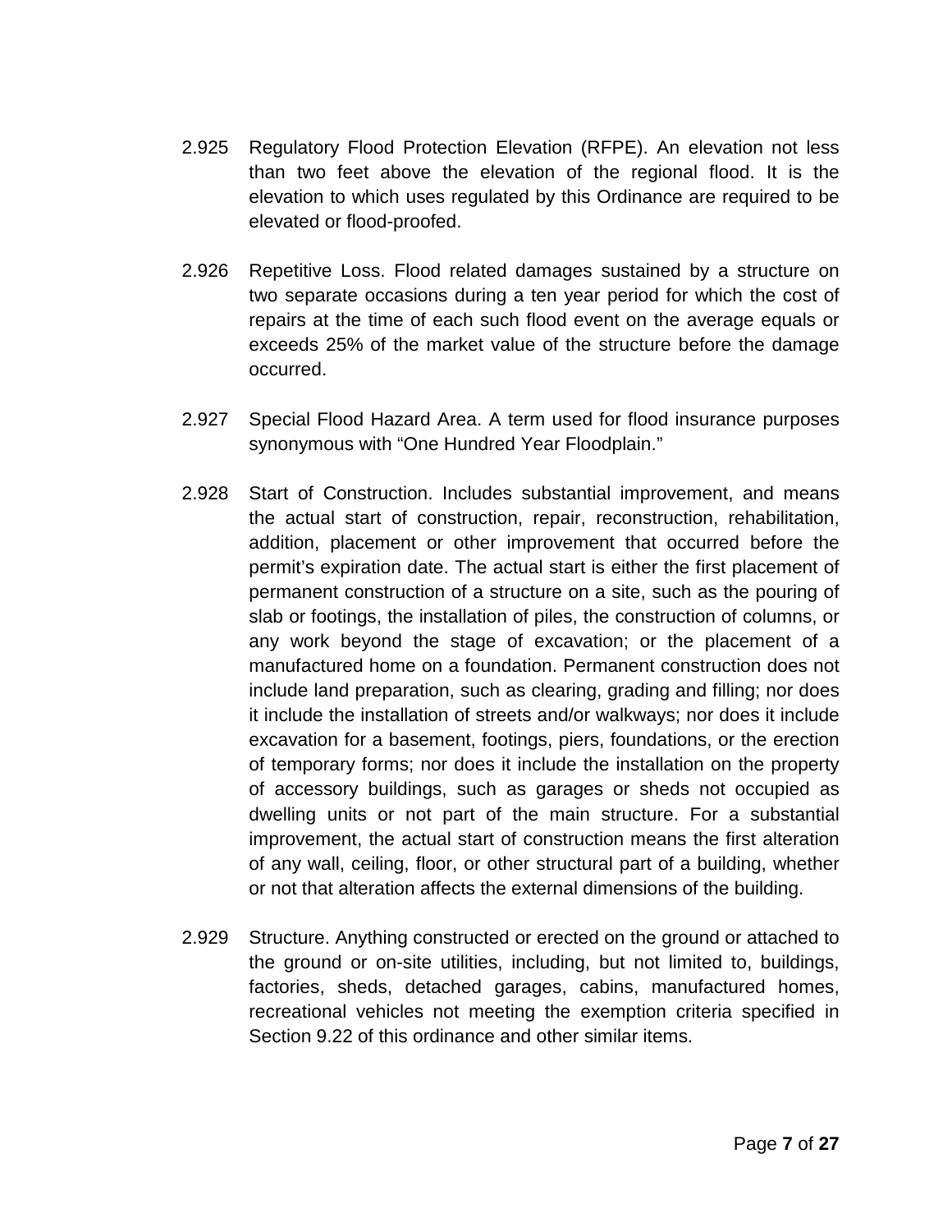2.925 Regulatory Flood Protection Elevation (RFPE). An elevation not less than two feet above the elevation of the regional flood. It is the elevation to which uses regulated by this Ordinance are required to be elevated or flood-proofed.

2.926 Repetitive Loss. Flood related damages sustained by a structure on two separate occasions during a ten year period for which the cost of repairs at the time of each such flood event on the average equals or exceeds 25% of the market value of the structure before the damage occurred.

2.927 Special Flood Hazard Area. A term used for flood insurance purposes synonymous with "One Hundred Year Floodplain."

2.928 Start of Construction. Includes substantial improvement, and means the actual start of construction, repair, reconstruction, rehabilitation, addition, placement or other improvement that occurred before the permit's expiration date. The actual start is either the first placement of permanent construction of a structure on a site, such as the pouring of slab or footings, the installation of piles, the construction of columns, or any work beyond the stage of excavation; or the placement of a manufactured home on a foundation. Permanent construction does not include land preparation, such as clearing, grading and filling; nor does it include the installation of streets and/or walkways; nor does it include excavation for a basement, footings, piers, foundations, or the erection of temporary forms; nor does it include the installation on the property of accessory buildings, such as garages or sheds not occupied as dwelling units or not part of the main structure. For a substantial improvement, the actual start of construction means the first alteration of any wall, ceiling, floor, or other structural part of a building, whether or not that alteration affects the external dimensions of the building.

2.929 Structure. Anything constructed or erected on the ground or attached to the ground or on-site utilities, including, but not limited to, buildings, factories, sheds, detached garages, cabins, manufactured homes, recreational vehicles not meeting the exemption criteria specified in Section 9.22 of this ordinance and other similar items.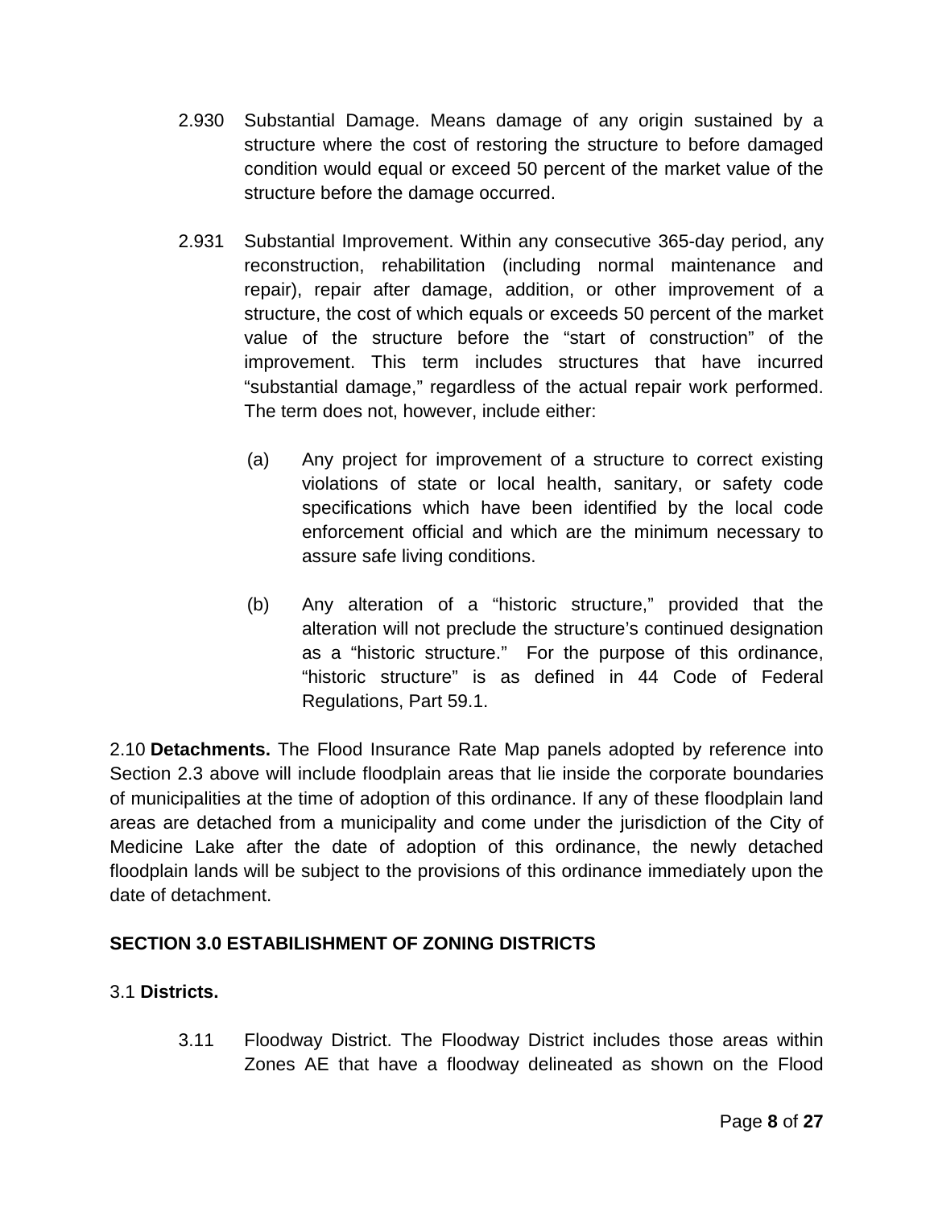2.930 Substantial Damage. Means damage of any origin sustained by a structure where the cost of restoring the structure to before damaged condition would equal or exceed 50 percent of the market value of the structure before the damage occurred.

2.931 Substantial Improvement. Within any consecutive 365-day period, any reconstruction, rehabilitation (including normal maintenance and repair), repair after damage, addition, or other improvement of a structure, the cost of which equals or exceeds 50 percent of the market value of the structure before the "start of construction" of the improvement. This term includes structures that have incurred "substantial damage," regardless of the actual repair work performed. The term does not, however, include either:

(a) Any project for improvement of a structure to correct existing violations of state or local health, sanitary, or safety code specifications which have been identified by the local code enforcement official and which are the minimum necessary to assure safe living conditions.

(b) Any alteration of a "historic structure," provided that the alteration will not preclude the structure's continued designation as a "historic structure." For the purpose of this ordinance, "historic structure" is as defined in 44 Code of Federal Regulations, Part 59.1.

2.10 **Detachments.** The Flood Insurance Rate Map panels adopted by reference into Section 2.3 above will include floodplain areas that lie inside the corporate boundaries of municipalities at the time of adoption of this ordinance. If any of these floodplain land areas are detached from a municipality and come under the jurisdiction of the City of Medicine Lake after the date of adoption of this ordinance, the newly detached floodplain lands will be subject to the provisions of this ordinance immediately upon the date of detachment.

## SECTION 3.0 ESTABILISHMENT OF ZONING DISTRICTS

3.1 **Districts.**

3.11 Floodway District. The Floodway District includes those areas within Zones AE that have a floodway delineated as shown on the Flood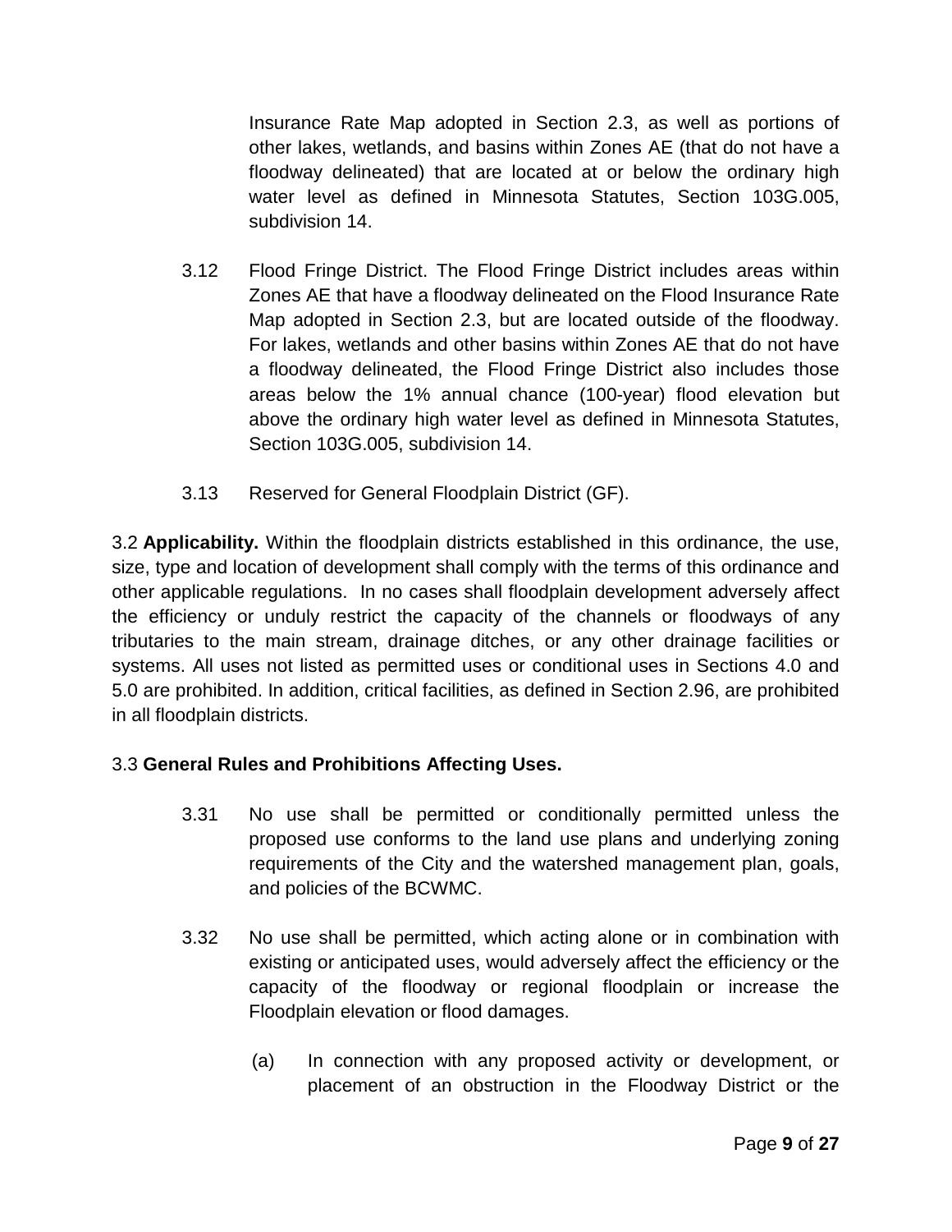Insurance Rate Map adopted in Section 2.3, as well as portions of other lakes, wetlands, and basins within Zones AE (that do not have a floodway delineated) that are located at or below the ordinary high water level as defined in Minnesota Statutes, Section 103G.005, subdivision 14.

3.12 Flood Fringe District. The Flood Fringe District includes areas within Zones AE that have a floodway delineated on the Flood Insurance Rate Map adopted in Section 2.3, but are located outside of the floodway. For lakes, wetlands and other basins within Zones AE that do not have a floodway delineated, the Flood Fringe District also includes those areas below the 1% annual chance (100-year) flood elevation but above the ordinary high water level as defined in Minnesota Statutes, Section 103G.005, subdivision 14.

3.13 Reserved for General Floodplain District (GF).

3.2 **Applicability.** Within the floodplain districts established in this ordinance, the use, size, type and location of development shall comply with the terms of this ordinance and other applicable regulations. In no cases shall floodplain development adversely affect the efficiency or unduly restrict the capacity of the channels or floodways of any tributaries to the main stream, drainage ditches, or any other drainage facilities or systems. All uses not listed as permitted uses or conditional uses in Sections 4.0 and 5.0 are prohibited. In addition, critical facilities, as defined in Section 2.96, are prohibited in all floodplain districts.

3.3 **General Rules and Prohibitions Affecting Uses.**

3.31 No use shall be permitted or conditionally permitted unless the proposed use conforms to the land use plans and underlying zoning requirements of the City and the watershed management plan, goals, and policies of the BCWMC.

3.32 No use shall be permitted, which acting alone or in combination with existing or anticipated uses, would adversely affect the efficiency or the capacity of the floodway or regional floodplain or increase the Floodplain elevation or flood damages.

(a) In connection with any proposed activity or development, or placement of an obstruction in the Floodway District or the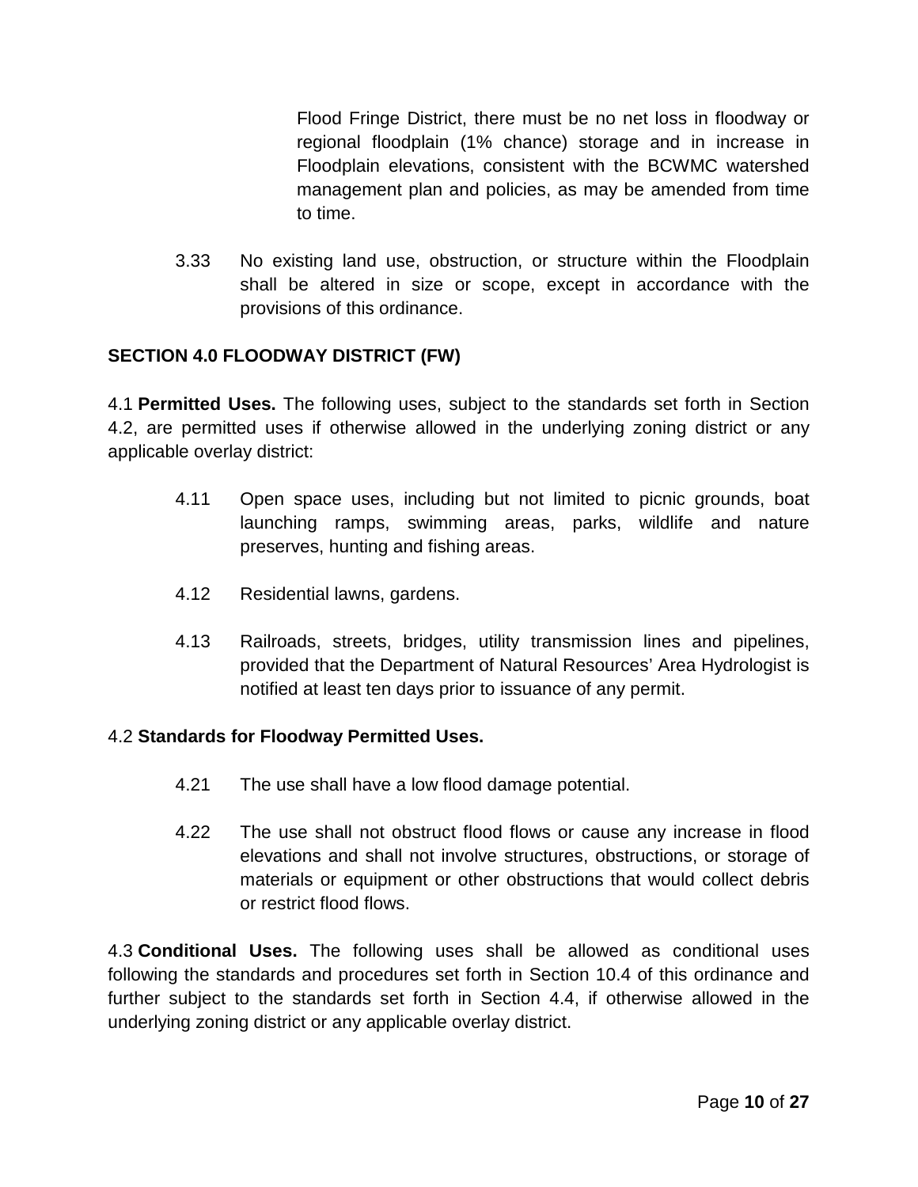Flood Fringe District, there must be no net loss in floodway or regional floodplain (1% chance) storage and in increase in Floodplain elevations, consistent with the BCWMC watershed management plan and policies, as may be amended from time to time.

3.33 No existing land use, obstruction, or structure within the Floodplain shall be altered in size or scope, except in accordance with the provisions of this ordinance.

## SECTION 4.0 FLOODWAY DISTRICT (FW)

4.1 **Permitted Uses.** The following uses, subject to the standards set forth in Section 4.2, are permitted uses if otherwise allowed in the underlying zoning district or any applicable overlay district:

4.11 Open space uses, including but not limited to picnic grounds, boat launching ramps, swimming areas, parks, wildlife and nature preserves, hunting and fishing areas.

4.12 Residential lawns, gardens.

4.13 Railroads, streets, bridges, utility transmission lines and pipelines, provided that the Department of Natural Resources' Area Hydrologist is notified at least ten days prior to issuance of any permit.

4.2 **Standards for Floodway Permitted Uses.**

4.21 The use shall have a low flood damage potential.

4.22 The use shall not obstruct flood flows or cause any increase in flood elevations and shall not involve structures, obstructions, or storage of materials or equipment or other obstructions that would collect debris or restrict flood flows.

4.3 **Conditional Uses.** The following uses shall be allowed as conditional uses following the standards and procedures set forth in Section 10.4 of this ordinance and further subject to the standards set forth in Section 4.4, if otherwise allowed in the underlying zoning district or any applicable overlay district.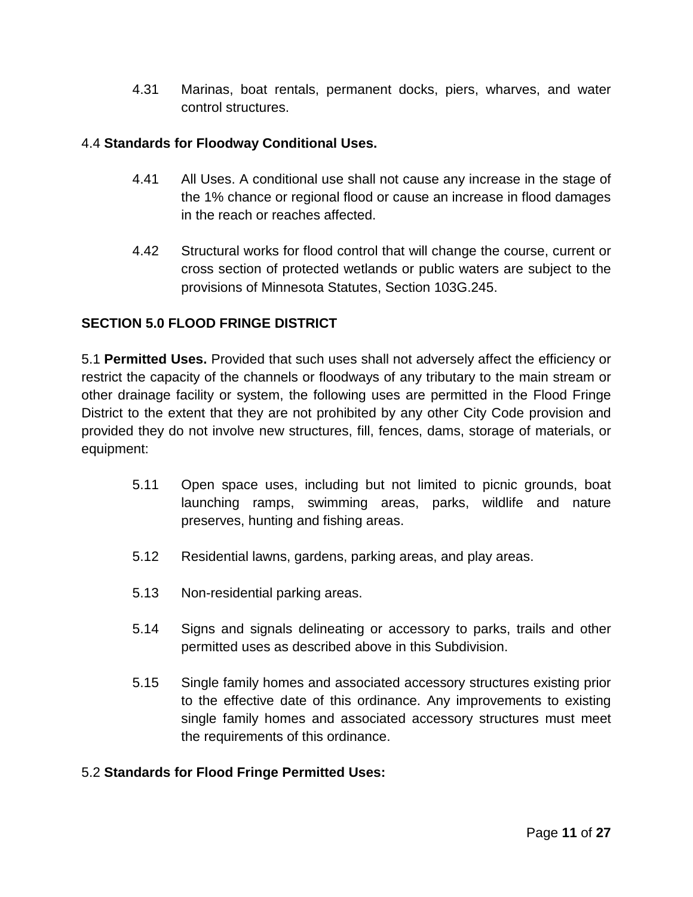4.31 Marinas, boat rentals, permanent docks, piers, wharves, and water control structures.

4.4 **Standards for Floodway Conditional Uses.**

4.41 All Uses. A conditional use shall not cause any increase in the stage of the 1% chance or regional flood or cause an increase in flood damages in the reach or reaches affected.

4.42 Structural works for flood control that will change the course, current or cross section of protected wetlands or public waters are subject to the provisions of Minnesota Statutes, Section 103G.245.

## SECTION 5.0 FLOOD FRINGE DISTRICT

5.1 **Permitted Uses.** Provided that such uses shall not adversely affect the efficiency or restrict the capacity of the channels or floodways of any tributary to the main stream or other drainage facility or system, the following uses are permitted in the Flood Fringe District to the extent that they are not prohibited by any other City Code provision and provided they do not involve new structures, fill, fences, dams, storage of materials, or equipment:

5.11 Open space uses, including but not limited to picnic grounds, boat launching ramps, swimming areas, parks, wildlife and nature preserves, hunting and fishing areas.

5.12 Residential lawns, gardens, parking areas, and play areas.

5.13 Non-residential parking areas.

5.14 Signs and signals delineating or accessory to parks, trails and other permitted uses as described above in this Subdivision.

5.15 Single family homes and associated accessory structures existing prior to the effective date of this ordinance. Any improvements to existing single family homes and associated accessory structures must meet the requirements of this ordinance.

5.2 **Standards for Flood Fringe Permitted Uses:**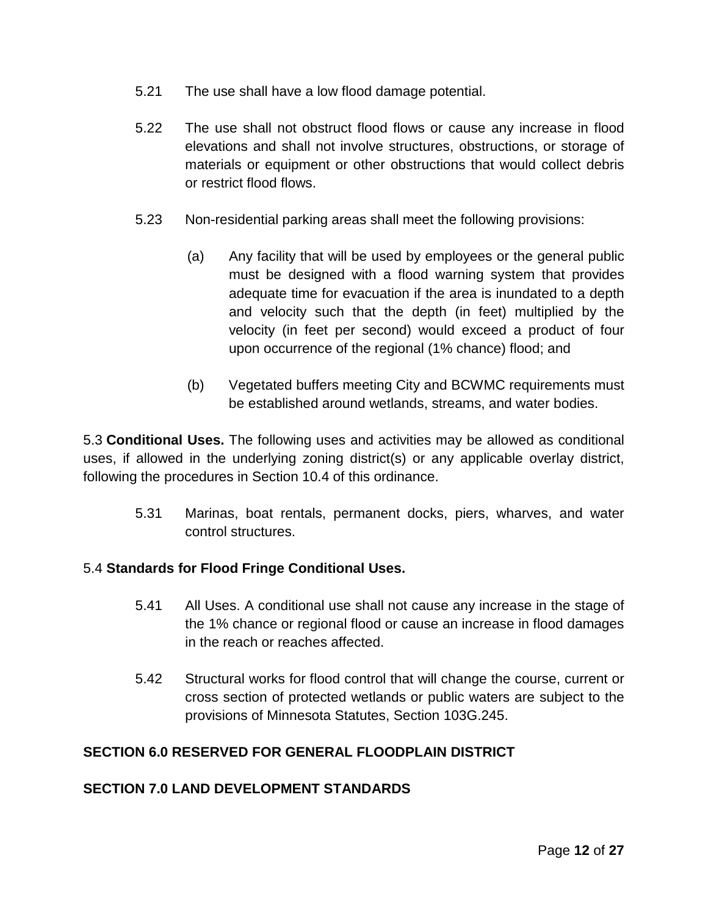5.21 The use shall have a low flood damage potential.

5.22 The use shall not obstruct flood flows or cause any increase in flood elevations and shall not involve structures, obstructions, or storage of materials or equipment or other obstructions that would collect debris or restrict flood flows.

5.23 Non-residential parking areas shall meet the following provisions:

(a) Any facility that will be used by employees or the general public must be designed with a flood warning system that provides adequate time for evacuation if the area is inundated to a depth and velocity such that the depth (in feet) multiplied by the velocity (in feet per second) would exceed a product of four upon occurrence of the regional (1% chance) flood; and

(b) Vegetated buffers meeting City and BCWMC requirements must be established around wetlands, streams, and water bodies.

5.3 **Conditional Uses.** The following uses and activities may be allowed as conditional uses, if allowed in the underlying zoning district(s) or any applicable overlay district, following the procedures in Section 10.4 of this ordinance.

5.31 Marinas, boat rentals, permanent docks, piers, wharves, and water control structures.

5.4 **Standards for Flood Fringe Conditional Uses.**

5.41 All Uses. A conditional use shall not cause any increase in the stage of the 1% chance or regional flood or cause an increase in flood damages in the reach or reaches affected.

5.42 Structural works for flood control that will change the course, current or cross section of protected wetlands or public waters are subject to the provisions of Minnesota Statutes, Section 103G.245.

## SECTION 6.0 RESERVED FOR GENERAL FLOODPLAIN DISTRICT

## SECTION 7.0 LAND DEVELOPMENT STANDARDS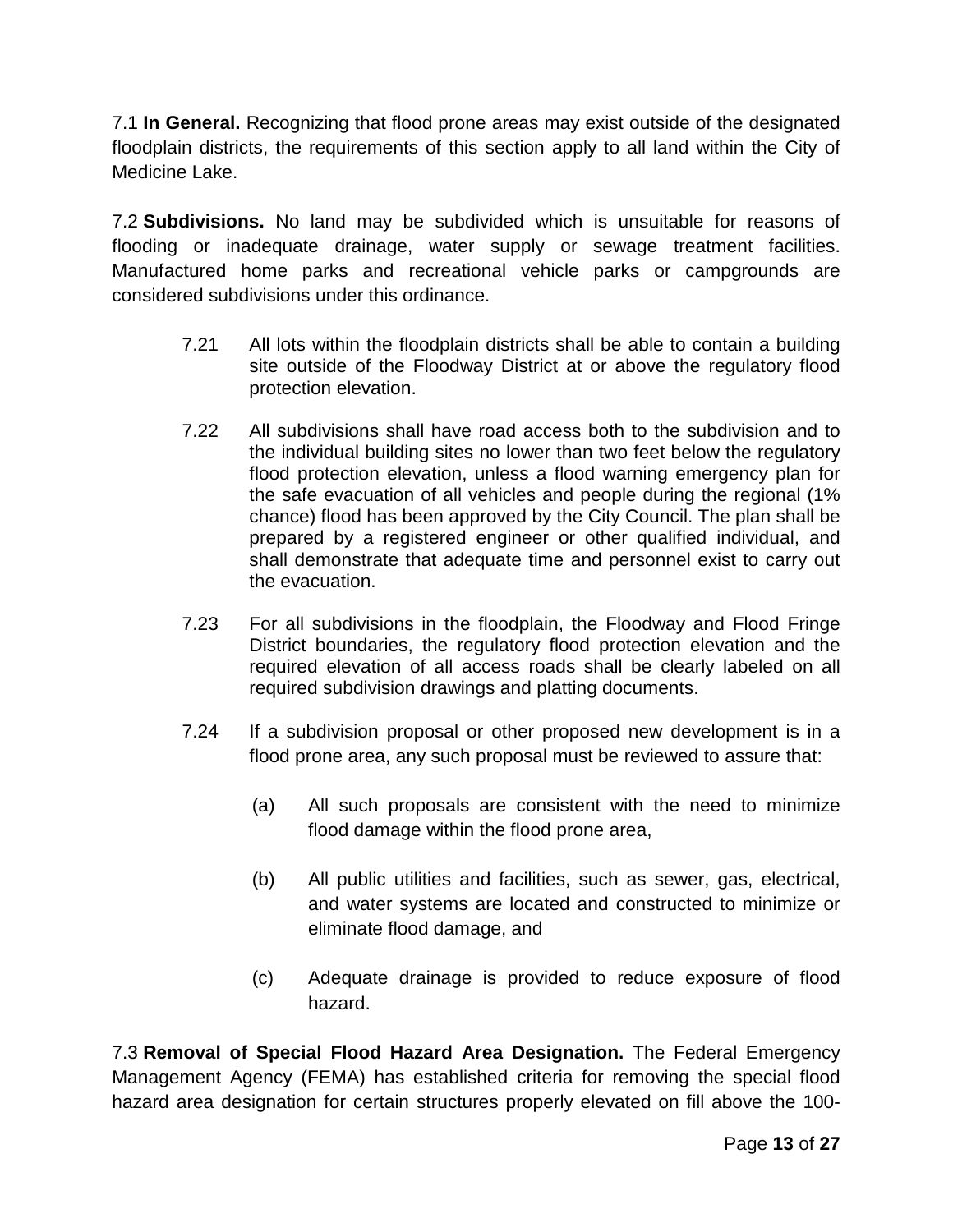7.1 **In General.** Recognizing that flood prone areas may exist outside of the designated floodplain districts, the requirements of this section apply to all land within the City of Medicine Lake.

7.2 **Subdivisions.** No land may be subdivided which is unsuitable for reasons of flooding or inadequate drainage, water supply or sewage treatment facilities. Manufactured home parks and recreational vehicle parks or campgrounds are considered subdivisions under this ordinance.

7.21 All lots within the floodplain districts shall be able to contain a building site outside of the Floodway District at or above the regulatory flood protection elevation.

7.22 All subdivisions shall have road access both to the subdivision and to the individual building sites no lower than two feet below the regulatory flood protection elevation, unless a flood warning emergency plan for the safe evacuation of all vehicles and people during the regional (1% chance) flood has been approved by the City Council. The plan shall be prepared by a registered engineer or other qualified individual, and shall demonstrate that adequate time and personnel exist to carry out the evacuation.

7.23 For all subdivisions in the floodplain, the Floodway and Flood Fringe District boundaries, the regulatory flood protection elevation and the required elevation of all access roads shall be clearly labeled on all required subdivision drawings and platting documents.

7.24 If a subdivision proposal or other proposed new development is in a flood prone area, any such proposal must be reviewed to assure that:

(a) All such proposals are consistent with the need to minimize flood damage within the flood prone area,

(b) All public utilities and facilities, such as sewer, gas, electrical, and water systems are located and constructed to minimize or eliminate flood damage, and

(c) Adequate drainage is provided to reduce exposure of flood hazard.

7.3 **Removal of Special Flood Hazard Area Designation.** The Federal Emergency Management Agency (FEMA) has established criteria for removing the special flood hazard area designation for certain structures properly elevated on fill above the 100-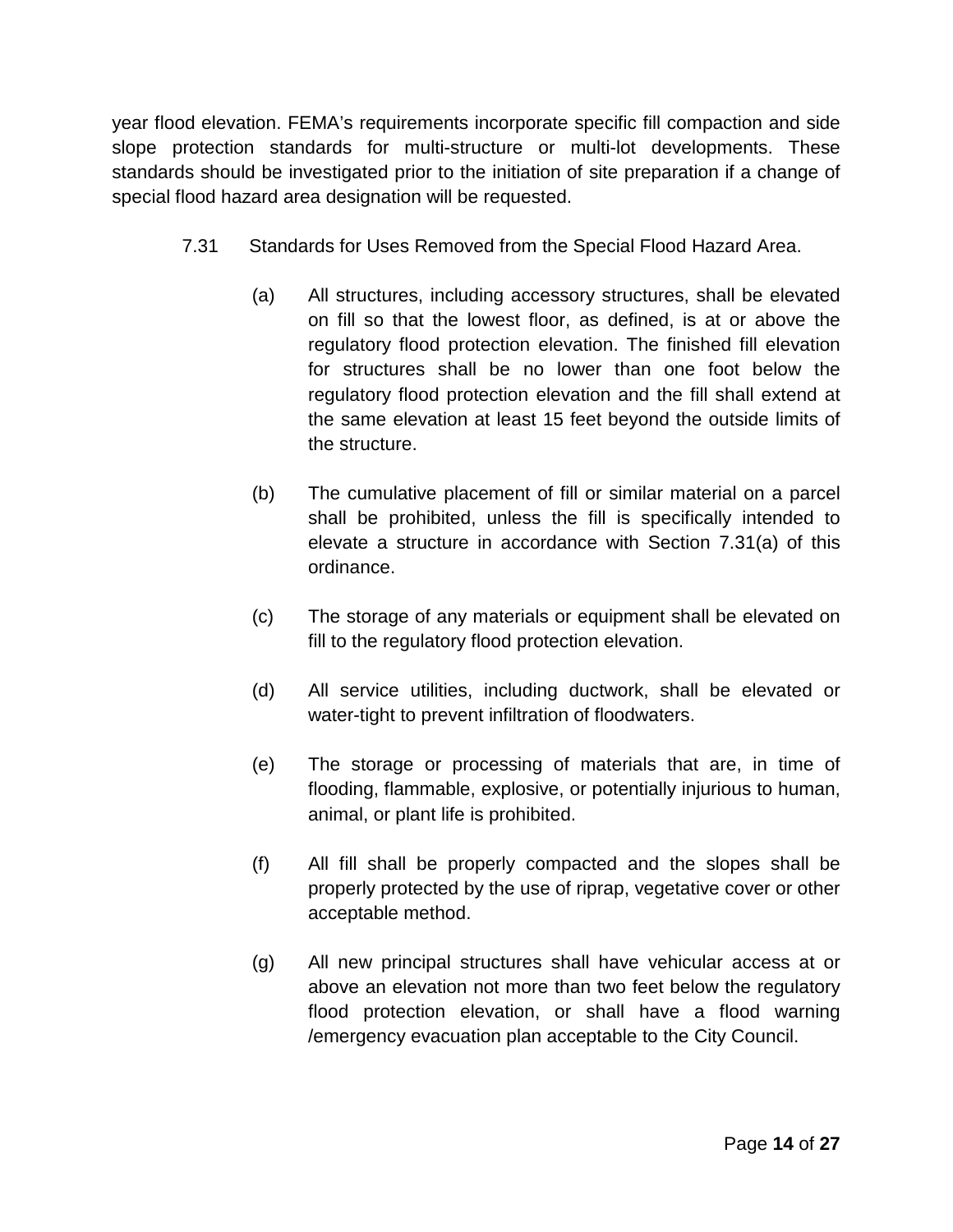year flood elevation. FEMA's requirements incorporate specific fill compaction and side slope protection standards for multi-structure or multi-lot developments. These standards should be investigated prior to the initiation of site preparation if a change of special flood hazard area designation will be requested.

7.31 Standards for Uses Removed from the Special Flood Hazard Area.

(a) All structures, including accessory structures, shall be elevated on fill so that the lowest floor, as defined, is at or above the regulatory flood protection elevation. The finished fill elevation for structures shall be no lower than one foot below the regulatory flood protection elevation and the fill shall extend at the same elevation at least 15 feet beyond the outside limits of the structure.

(b) The cumulative placement of fill or similar material on a parcel shall be prohibited, unless the fill is specifically intended to elevate a structure in accordance with Section 7.31(a) of this ordinance.

(c) The storage of any materials or equipment shall be elevated on fill to the regulatory flood protection elevation.

(d) All service utilities, including ductwork, shall be elevated or water-tight to prevent infiltration of floodwaters.

(e) The storage or processing of materials that are, in time of flooding, flammable, explosive, or potentially injurious to human, animal, or plant life is prohibited.

(f) All fill shall be properly compacted and the slopes shall be properly protected by the use of riprap, vegetative cover or other acceptable method.

(g) All new principal structures shall have vehicular access at or above an elevation not more than two feet below the regulatory flood protection elevation, or shall have a flood warning /emergency evacuation plan acceptable to the City Council.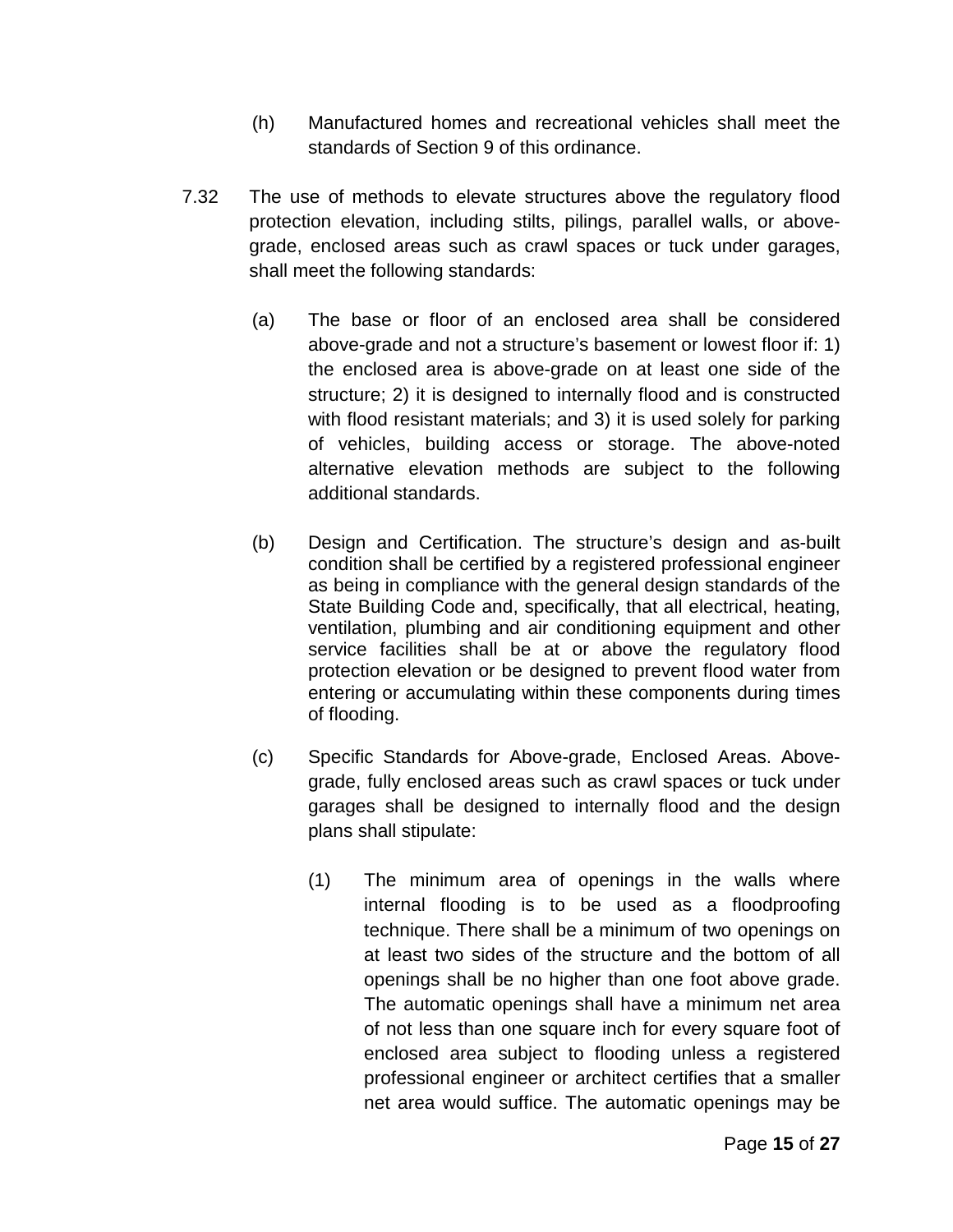(h) Manufactured homes and recreational vehicles shall meet the standards of Section 9 of this ordinance.

7.32 The use of methods to elevate structures above the regulatory flood protection elevation, including stilts, pilings, parallel walls, or above-grade, enclosed areas such as crawl spaces or tuck under garages, shall meet the following standards:

(a) The base or floor of an enclosed area shall be considered above-grade and not a structure's basement or lowest floor if: 1) the enclosed area is above-grade on at least one side of the structure; 2) it is designed to internally flood and is constructed with flood resistant materials; and 3) it is used solely for parking of vehicles, building access or storage. The above-noted alternative elevation methods are subject to the following additional standards.

(b) Design and Certification. The structure's design and as-built condition shall be certified by a registered professional engineer as being in compliance with the general design standards of the State Building Code and, specifically, that all electrical, heating, ventilation, plumbing and air conditioning equipment and other service facilities shall be at or above the regulatory flood protection elevation or be designed to prevent flood water from entering or accumulating within these components during times of flooding.

(c) Specific Standards for Above-grade, Enclosed Areas. Above-grade, fully enclosed areas such as crawl spaces or tuck under garages shall be designed to internally flood and the design plans shall stipulate:

(1) The minimum area of openings in the walls where internal flooding is to be used as a floodproofing technique. There shall be a minimum of two openings on at least two sides of the structure and the bottom of all openings shall be no higher than one foot above grade. The automatic openings shall have a minimum net area of not less than one square inch for every square foot of enclosed area subject to flooding unless a registered professional engineer or architect certifies that a smaller net area would suffice. The automatic openings may be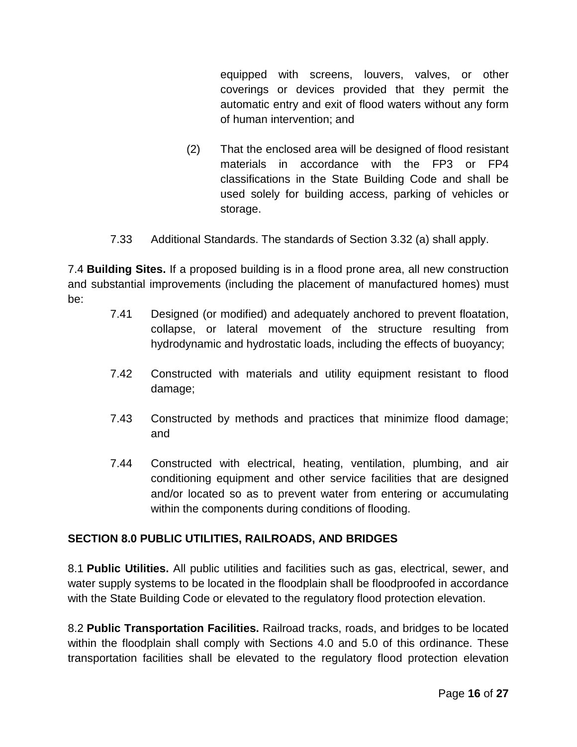equipped with screens, louvers, valves, or other coverings or devices provided that they permit the automatic entry and exit of flood waters without any form of human intervention; and

(2) That the enclosed area will be designed of flood resistant materials in accordance with the FP3 or FP4 classifications in the State Building Code and shall be used solely for building access, parking of vehicles or storage.

7.33 Additional Standards. The standards of Section 3.32 (a) shall apply.

7.4 **Building Sites.** If a proposed building is in a flood prone area, all new construction and substantial improvements (including the placement of manufactured homes) must be:

7.41 Designed (or modified) and adequately anchored to prevent floatation, collapse, or lateral movement of the structure resulting from hydrodynamic and hydrostatic loads, including the effects of buoyancy;

7.42 Constructed with materials and utility equipment resistant to flood damage;

7.43 Constructed by methods and practices that minimize flood damage; and

7.44 Constructed with electrical, heating, ventilation, plumbing, and air conditioning equipment and other service facilities that are designed and/or located so as to prevent water from entering or accumulating within the components during conditions of flooding.

## SECTION 8.0 PUBLIC UTILITIES, RAILROADS, AND BRIDGES

8.1 **Public Utilities.** All public utilities and facilities such as gas, electrical, sewer, and water supply systems to be located in the floodplain shall be floodproofed in accordance with the State Building Code or elevated to the regulatory flood protection elevation.

8.2 **Public Transportation Facilities.** Railroad tracks, roads, and bridges to be located within the floodplain shall comply with Sections 4.0 and 5.0 of this ordinance. These transportation facilities shall be elevated to the regulatory flood protection elevation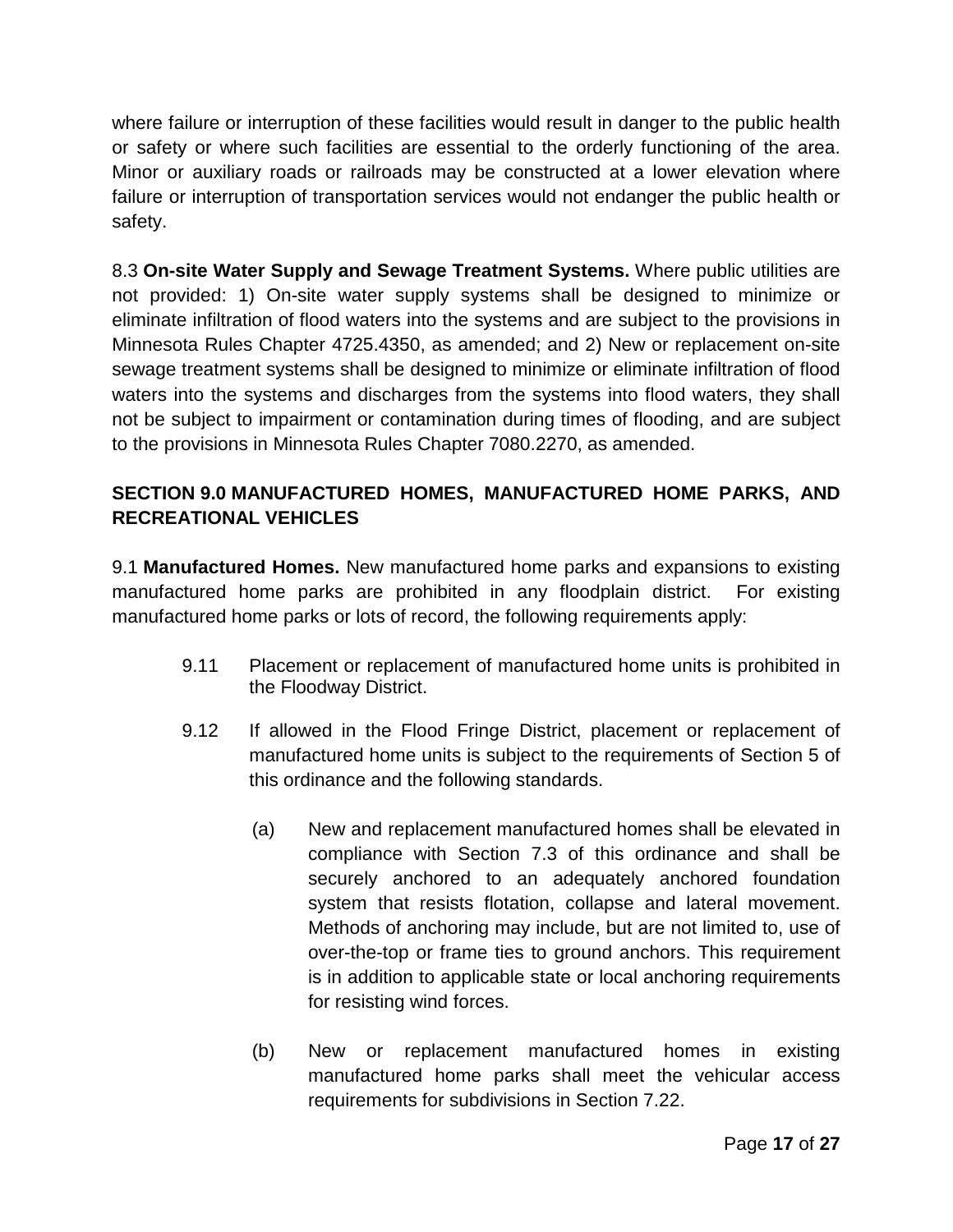where failure or interruption of these facilities would result in danger to the public health or safety or where such facilities are essential to the orderly functioning of the area. Minor or auxiliary roads or railroads may be constructed at a lower elevation where failure or interruption of transportation services would not endanger the public health or safety.

8.3 **On-site Water Supply and Sewage Treatment Systems.** Where public utilities are not provided: 1) On-site water supply systems shall be designed to minimize or eliminate infiltration of flood waters into the systems and are subject to the provisions in Minnesota Rules Chapter 4725.4350, as amended; and 2) New or replacement on-site sewage treatment systems shall be designed to minimize or eliminate infiltration of flood waters into the systems and discharges from the systems into flood waters, they shall not be subject to impairment or contamination during times of flooding, and are subject to the provisions in Minnesota Rules Chapter 7080.2270, as amended.

## SECTION 9.0 MANUFACTURED HOMES, MANUFACTURED HOME PARKS, AND RECREATIONAL VEHICLES

9.1 **Manufactured Homes.** New manufactured home parks and expansions to existing manufactured home parks are prohibited in any floodplain district. For existing manufactured home parks or lots of record, the following requirements apply:

9.11 Placement or replacement of manufactured home units is prohibited in the Floodway District.

9.12 If allowed in the Flood Fringe District, placement or replacement of manufactured home units is subject to the requirements of Section 5 of this ordinance and the following standards.

(a) New and replacement manufactured homes shall be elevated in compliance with Section 7.3 of this ordinance and shall be securely anchored to an adequately anchored foundation system that resists flotation, collapse and lateral movement. Methods of anchoring may include, but are not limited to, use of over-the-top or frame ties to ground anchors. This requirement is in addition to applicable state or local anchoring requirements for resisting wind forces.

(b) New or replacement manufactured homes in existing manufactured home parks shall meet the vehicular access requirements for subdivisions in Section 7.22.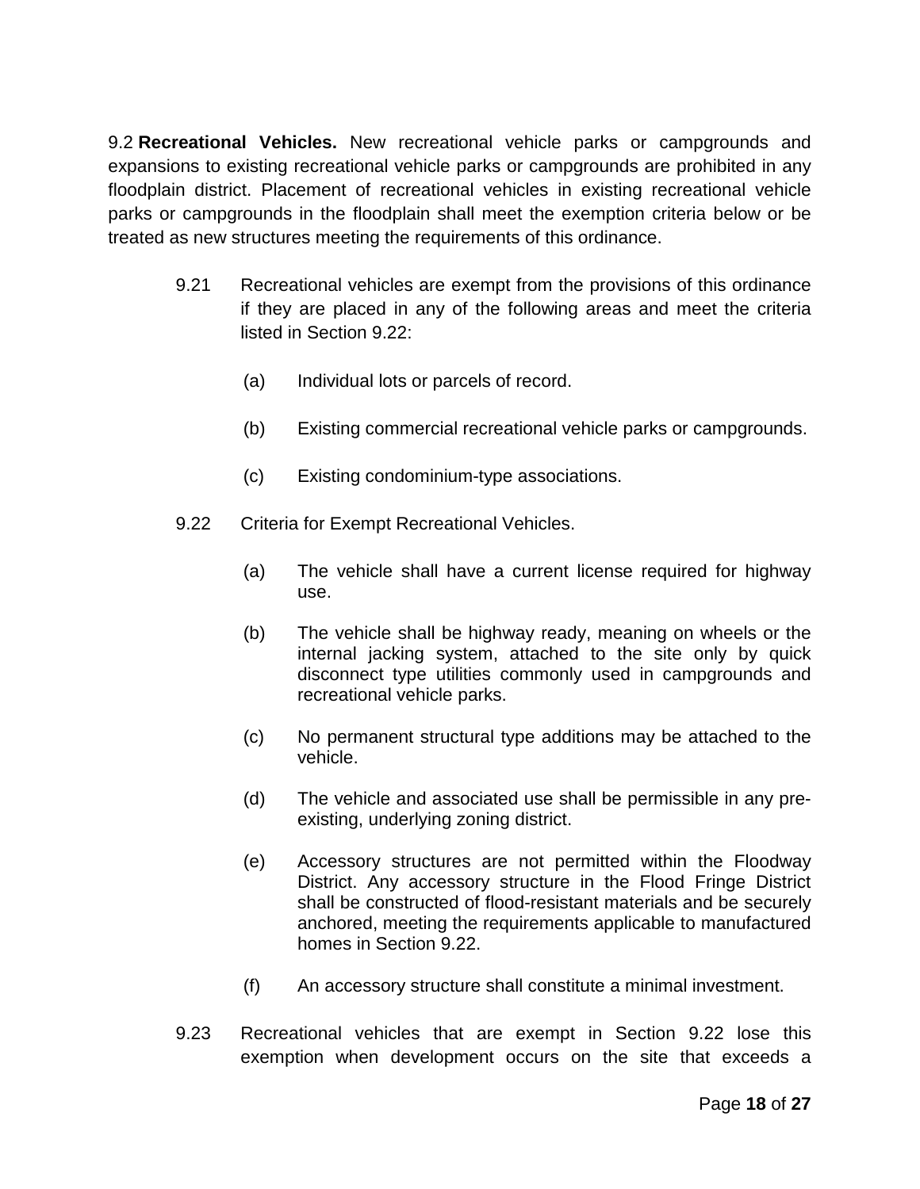9.2 **Recreational Vehicles.** New recreational vehicle parks or campgrounds and expansions to existing recreational vehicle parks or campgrounds are prohibited in any floodplain district. Placement of recreational vehicles in existing recreational vehicle parks or campgrounds in the floodplain shall meet the exemption criteria below or be treated as new structures meeting the requirements of this ordinance.

9.21 Recreational vehicles are exempt from the provisions of this ordinance if they are placed in any of the following areas and meet the criteria listed in Section 9.22:

(a) Individual lots or parcels of record.

(b) Existing commercial recreational vehicle parks or campgrounds.

(c) Existing condominium-type associations.

9.22 Criteria for Exempt Recreational Vehicles.

(a) The vehicle shall have a current license required for highway use.

(b) The vehicle shall be highway ready, meaning on wheels or the internal jacking system, attached to the site only by quick disconnect type utilities commonly used in campgrounds and recreational vehicle parks.

(c) No permanent structural type additions may be attached to the vehicle.

(d) The vehicle and associated use shall be permissible in any pre-existing, underlying zoning district.

(e) Accessory structures are not permitted within the Floodway District. Any accessory structure in the Flood Fringe District shall be constructed of flood-resistant materials and be securely anchored, meeting the requirements applicable to manufactured homes in Section 9.22.

(f) An accessory structure shall constitute a minimal investment.

9.23 Recreational vehicles that are exempt in Section 9.22 lose this exemption when development occurs on the site that exceeds a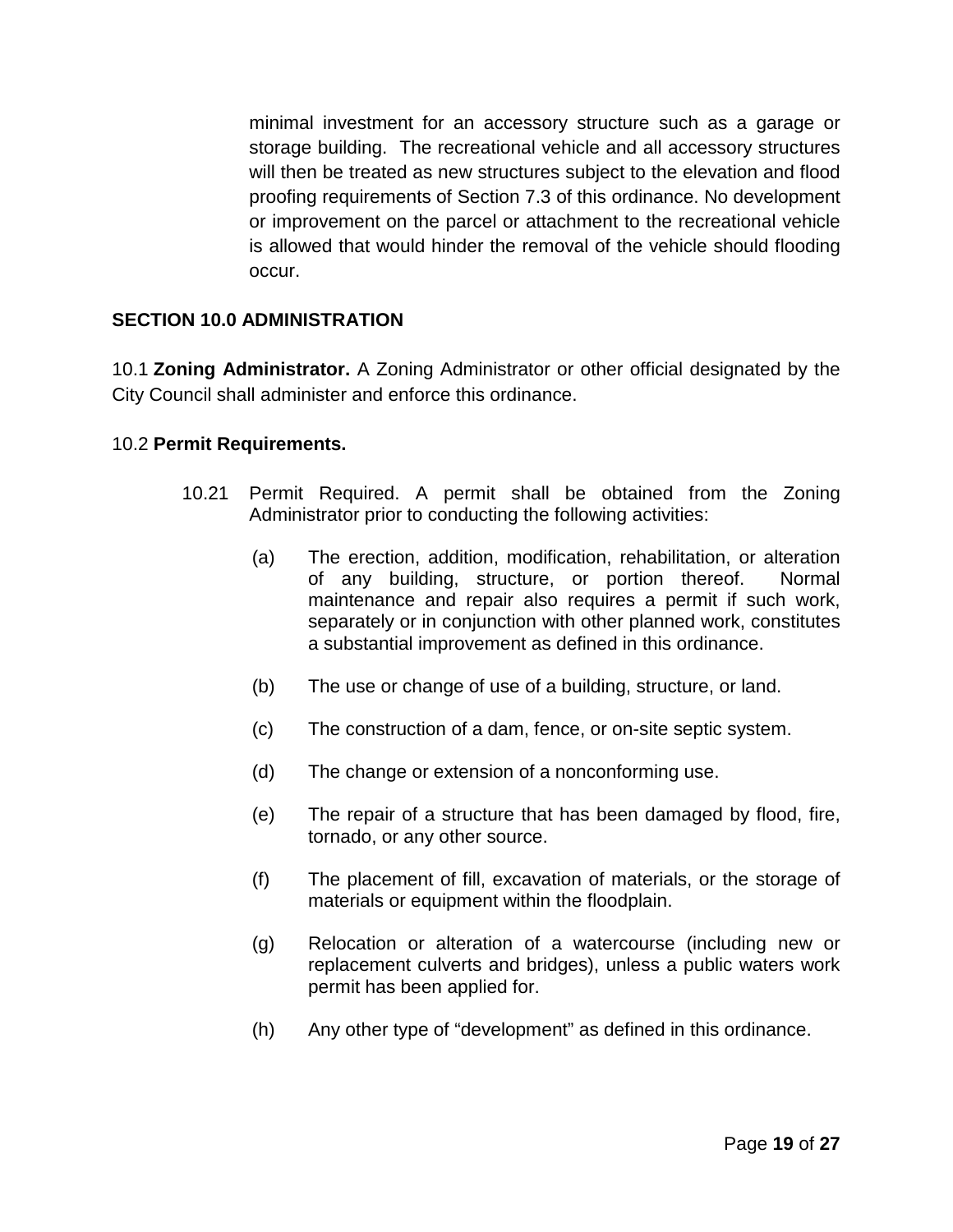minimal investment for an accessory structure such as a garage or storage building. The recreational vehicle and all accessory structures will then be treated as new structures subject to the elevation and flood proofing requirements of Section 7.3 of this ordinance. No development or improvement on the parcel or attachment to the recreational vehicle is allowed that would hinder the removal of the vehicle should flooding occur.

## SECTION 10.0 ADMINISTRATION

10.1 **Zoning Administrator.** A Zoning Administrator or other official designated by the City Council shall administer and enforce this ordinance.

10.2 **Permit Requirements.**

10.21 Permit Required. A permit shall be obtained from the Zoning Administrator prior to conducting the following activities:

(a) The erection, addition, modification, rehabilitation, or alteration of any building, structure, or portion thereof. Normal maintenance and repair also requires a permit if such work, separately or in conjunction with other planned work, constitutes a substantial improvement as defined in this ordinance.

(b) The use or change of use of a building, structure, or land.

(c) The construction of a dam, fence, or on-site septic system.

(d) The change or extension of a nonconforming use.

(e) The repair of a structure that has been damaged by flood, fire, tornado, or any other source.

(f) The placement of fill, excavation of materials, or the storage of materials or equipment within the floodplain.

(g) Relocation or alteration of a watercourse (including new or replacement culverts and bridges), unless a public waters work permit has been applied for.

(h) Any other type of “development” as defined in this ordinance.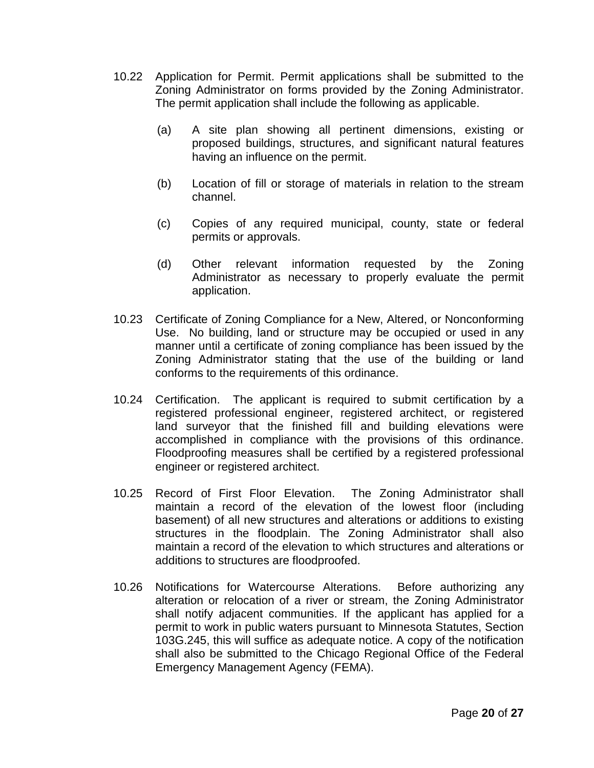10.22 Application for Permit. Permit applications shall be submitted to the Zoning Administrator on forms provided by the Zoning Administrator. The permit application shall include the following as applicable.

(a) A site plan showing all pertinent dimensions, existing or proposed buildings, structures, and significant natural features having an influence on the permit.

(b) Location of fill or storage of materials in relation to the stream channel.

(c) Copies of any required municipal, county, state or federal permits or approvals.

(d) Other relevant information requested by the Zoning Administrator as necessary to properly evaluate the permit application.

10.23 Certificate of Zoning Compliance for a New, Altered, or Nonconforming Use. No building, land or structure may be occupied or used in any manner until a certificate of zoning compliance has been issued by the Zoning Administrator stating that the use of the building or land conforms to the requirements of this ordinance.

10.24 Certification. The applicant is required to submit certification by a registered professional engineer, registered architect, or registered land surveyor that the finished fill and building elevations were accomplished in compliance with the provisions of this ordinance. Floodproofing measures shall be certified by a registered professional engineer or registered architect.

10.25 Record of First Floor Elevation. The Zoning Administrator shall maintain a record of the elevation of the lowest floor (including basement) of all new structures and alterations or additions to existing structures in the floodplain. The Zoning Administrator shall also maintain a record of the elevation to which structures and alterations or additions to structures are floodproofed.

10.26 Notifications for Watercourse Alterations. Before authorizing any alteration or relocation of a river or stream, the Zoning Administrator shall notify adjacent communities. If the applicant has applied for a permit to work in public waters pursuant to Minnesota Statutes, Section 103G.245, this will suffice as adequate notice. A copy of the notification shall also be submitted to the Chicago Regional Office of the Federal Emergency Management Agency (FEMA).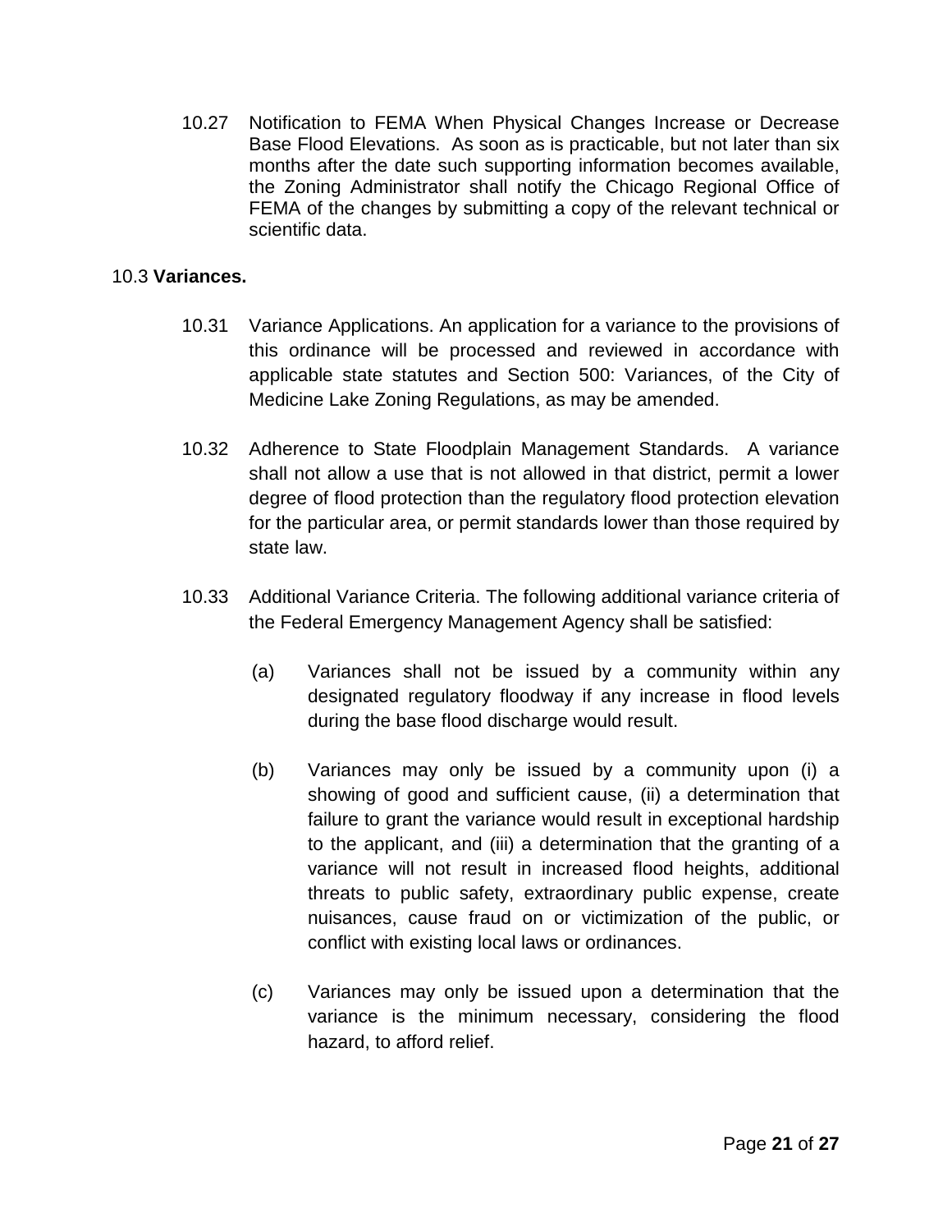10.27 Notification to FEMA When Physical Changes Increase or Decrease Base Flood Elevations. As soon as is practicable, but not later than six months after the date such supporting information becomes available, the Zoning Administrator shall notify the Chicago Regional Office of FEMA of the changes by submitting a copy of the relevant technical or scientific data.

10.3 **Variances.**

10.31 Variance Applications. An application for a variance to the provisions of this ordinance will be processed and reviewed in accordance with applicable state statutes and Section 500: Variances, of the City of Medicine Lake Zoning Regulations, as may be amended.

10.32 Adherence to State Floodplain Management Standards. A variance shall not allow a use that is not allowed in that district, permit a lower degree of flood protection than the regulatory flood protection elevation for the particular area, or permit standards lower than those required by state law.

10.33 Additional Variance Criteria. The following additional variance criteria of the Federal Emergency Management Agency shall be satisfied:

(a) Variances shall not be issued by a community within any designated regulatory floodway if any increase in flood levels during the base flood discharge would result.

(b) Variances may only be issued by a community upon (i) a showing of good and sufficient cause, (ii) a determination that failure to grant the variance would result in exceptional hardship to the applicant, and (iii) a determination that the granting of a variance will not result in increased flood heights, additional threats to public safety, extraordinary public expense, create nuisances, cause fraud on or victimization of the public, or conflict with existing local laws or ordinances.

(c) Variances may only be issued upon a determination that the variance is the minimum necessary, considering the flood hazard, to afford relief.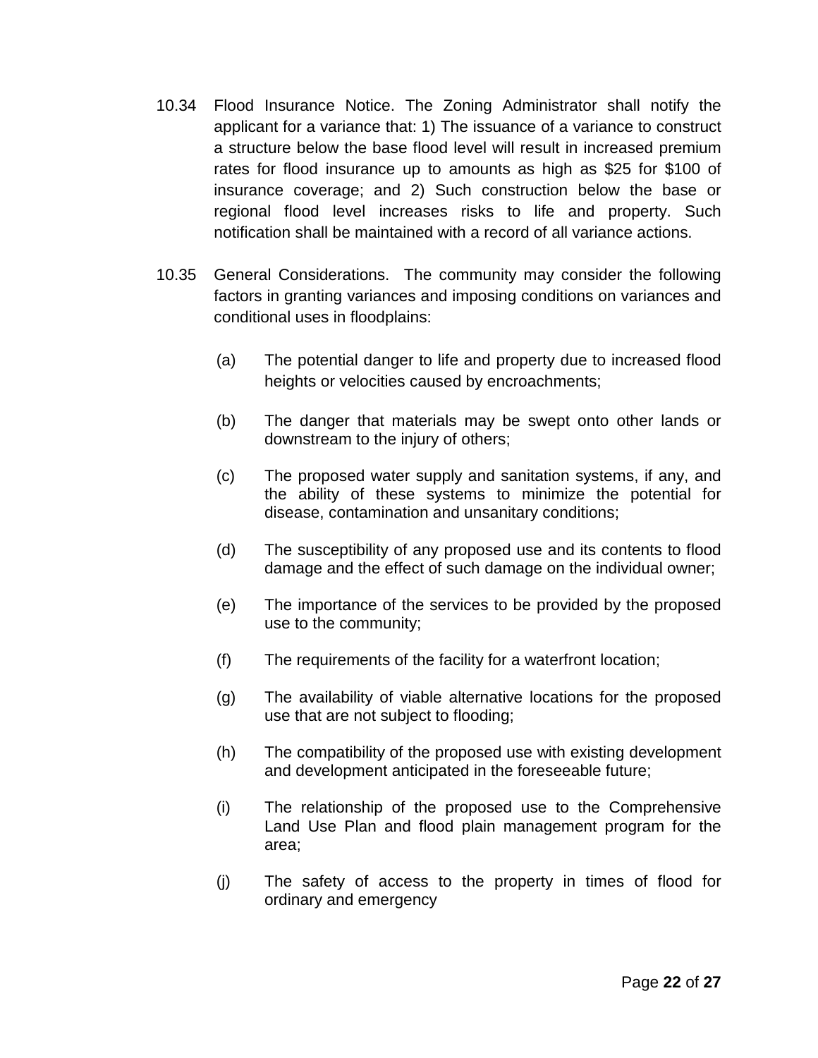10.34 Flood Insurance Notice. The Zoning Administrator shall notify the applicant for a variance that: 1) The issuance of a variance to construct a structure below the base flood level will result in increased premium rates for flood insurance up to amounts as high as $25 for $100 of insurance coverage; and 2) Such construction below the base or regional flood level increases risks to life and property. Such notification shall be maintained with a record of all variance actions.

10.35 General Considerations. The community may consider the following factors in granting variances and imposing conditions on variances and conditional uses in floodplains:

(a) The potential danger to life and property due to increased flood heights or velocities caused by encroachments;

(b) The danger that materials may be swept onto other lands or downstream to the injury of others;

(c) The proposed water supply and sanitation systems, if any, and the ability of these systems to minimize the potential for disease, contamination and unsanitary conditions;

(d) The susceptibility of any proposed use and its contents to flood damage and the effect of such damage on the individual owner;

(e) The importance of the services to be provided by the proposed use to the community;

(f) The requirements of the facility for a waterfront location;

(g) The availability of viable alternative locations for the proposed use that are not subject to flooding;

(h) The compatibility of the proposed use with existing development and development anticipated in the foreseeable future;

(i) The relationship of the proposed use to the Comprehensive Land Use Plan and flood plain management program for the area;

(j) The safety of access to the property in times of flood for ordinary and emergency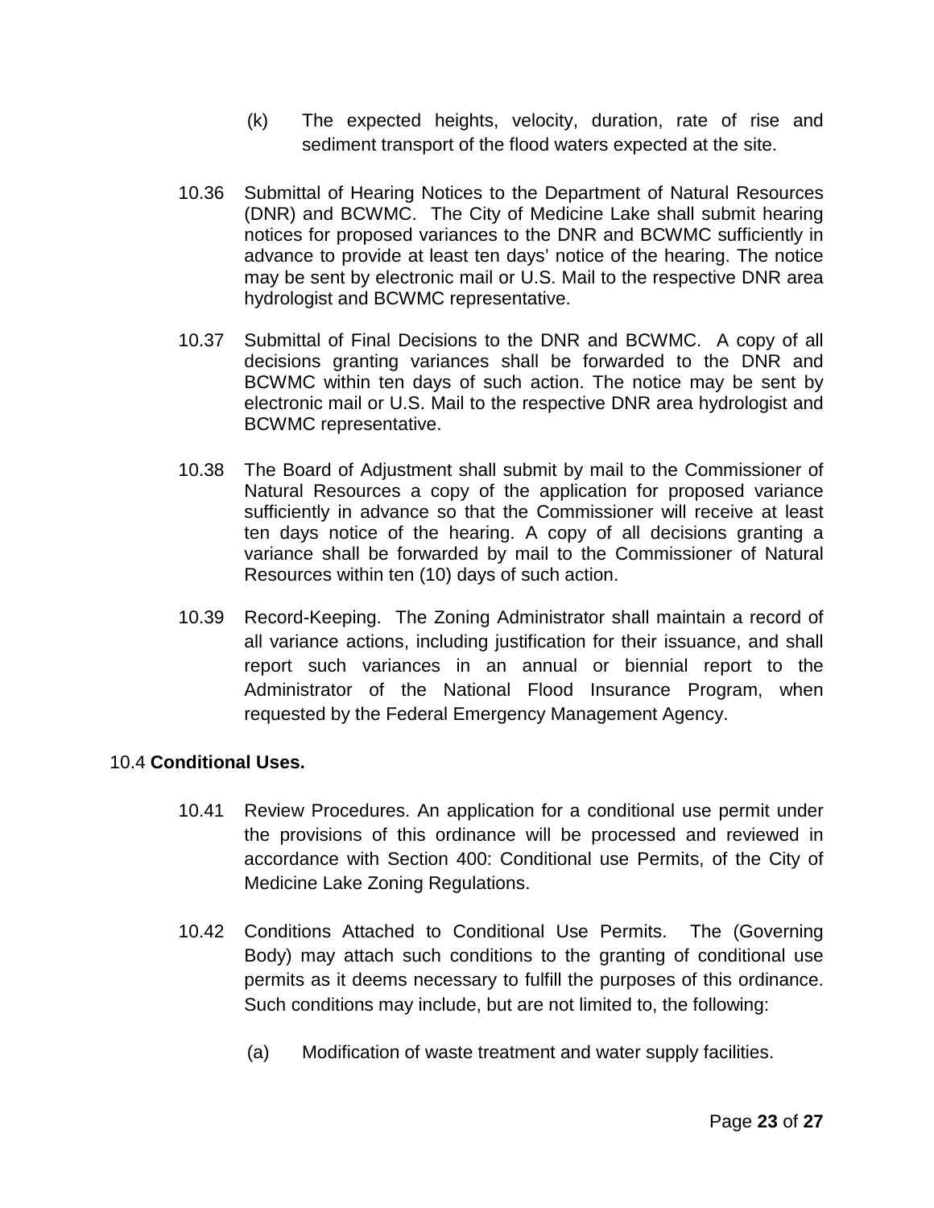(k) The expected heights, velocity, duration, rate of rise and sediment transport of the flood waters expected at the site.

10.36 Submittal of Hearing Notices to the Department of Natural Resources (DNR) and BCWMC. The City of Medicine Lake shall submit hearing notices for proposed variances to the DNR and BCWMC sufficiently in advance to provide at least ten days' notice of the hearing. The notice may be sent by electronic mail or U.S. Mail to the respective DNR area hydrologist and BCWMC representative.

10.37 Submittal of Final Decisions to the DNR and BCWMC. A copy of all decisions granting variances shall be forwarded to the DNR and BCWMC within ten days of such action. The notice may be sent by electronic mail or U.S. Mail to the respective DNR area hydrologist and BCWMC representative.

10.38 The Board of Adjustment shall submit by mail to the Commissioner of Natural Resources a copy of the application for proposed variance sufficiently in advance so that the Commissioner will receive at least ten days notice of the hearing. A copy of all decisions granting a variance shall be forwarded by mail to the Commissioner of Natural Resources within ten (10) days of such action.

10.39 Record-Keeping. The Zoning Administrator shall maintain a record of all variance actions, including justification for their issuance, and shall report such variances in an annual or biennial report to the Administrator of the National Flood Insurance Program, when requested by the Federal Emergency Management Agency.

10.4 **Conditional Uses.**

10.41 Review Procedures. An application for a conditional use permit under the provisions of this ordinance will be processed and reviewed in accordance with Section 400: Conditional use Permits, of the City of Medicine Lake Zoning Regulations.

10.42 Conditions Attached to Conditional Use Permits. The (Governing Body) may attach such conditions to the granting of conditional use permits as it deems necessary to fulfill the purposes of this ordinance. Such conditions may include, but are not limited to, the following:

(a) Modification of waste treatment and water supply facilities.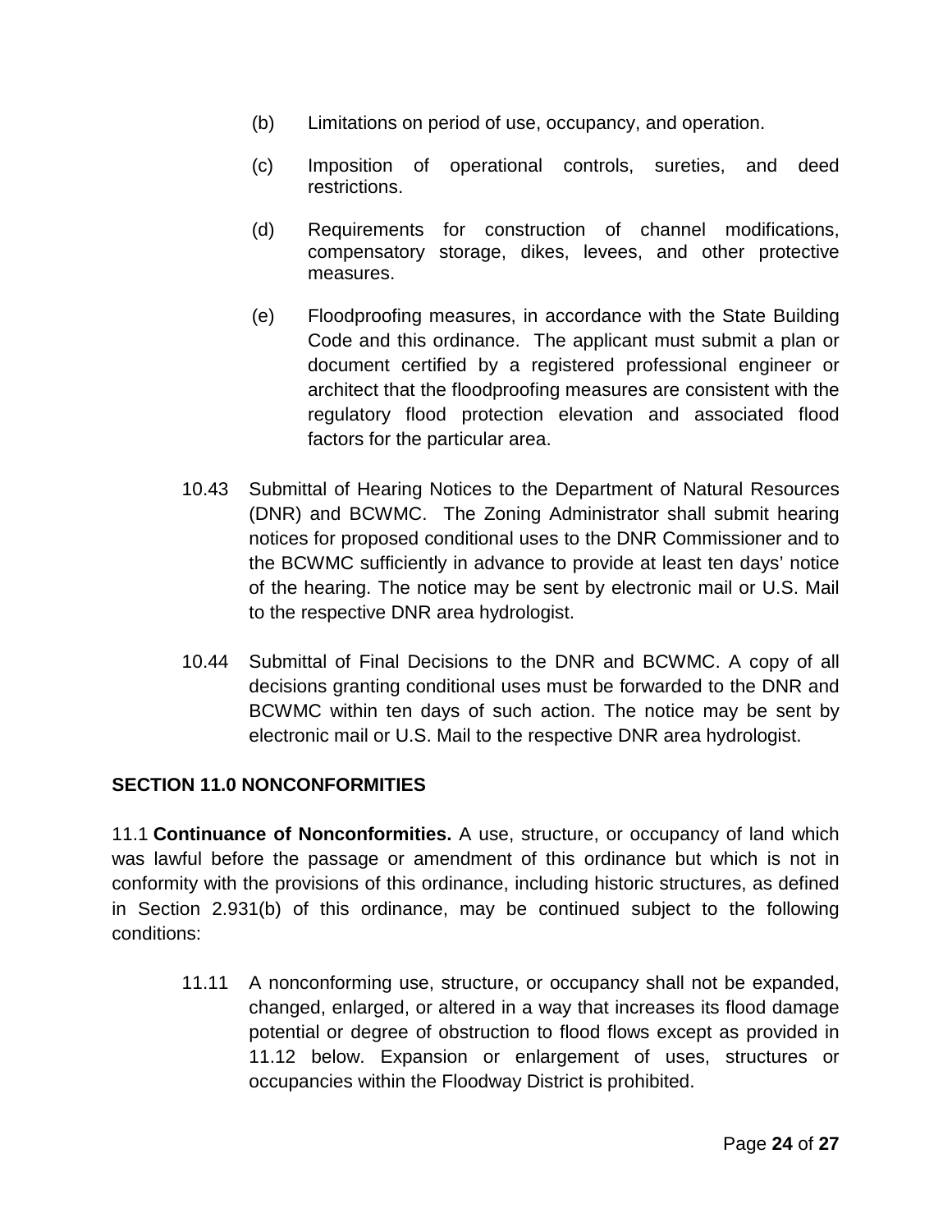(b) Limitations on period of use, occupancy, and operation.

(c) Imposition of operational controls, sureties, and deed restrictions.

(d) Requirements for construction of channel modifications, compensatory storage, dikes, levees, and other protective measures.

(e) Floodproofing measures, in accordance with the State Building Code and this ordinance. The applicant must submit a plan or document certified by a registered professional engineer or architect that the floodproofing measures are consistent with the regulatory flood protection elevation and associated flood factors for the particular area.

10.43 Submittal of Hearing Notices to the Department of Natural Resources (DNR) and BCWMC. The Zoning Administrator shall submit hearing notices for proposed conditional uses to the DNR Commissioner and to the BCWMC sufficiently in advance to provide at least ten days' notice of the hearing. The notice may be sent by electronic mail or U.S. Mail to the respective DNR area hydrologist.

10.44 Submittal of Final Decisions to the DNR and BCWMC. A copy of all decisions granting conditional uses must be forwarded to the DNR and BCWMC within ten days of such action. The notice may be sent by electronic mail or U.S. Mail to the respective DNR area hydrologist.

## SECTION 11.0 NONCONFORMITIES

11.1 **Continuance of Nonconformities.** A use, structure, or occupancy of land which was lawful before the passage or amendment of this ordinance but which is not in conformity with the provisions of this ordinance, including historic structures, as defined in Section 2.931(b) of this ordinance, may be continued subject to the following conditions:

11.11 A nonconforming use, structure, or occupancy shall not be expanded, changed, enlarged, or altered in a way that increases its flood damage potential or degree of obstruction to flood flows except as provided in 11.12 below. Expansion or enlargement of uses, structures or occupancies within the Floodway District is prohibited.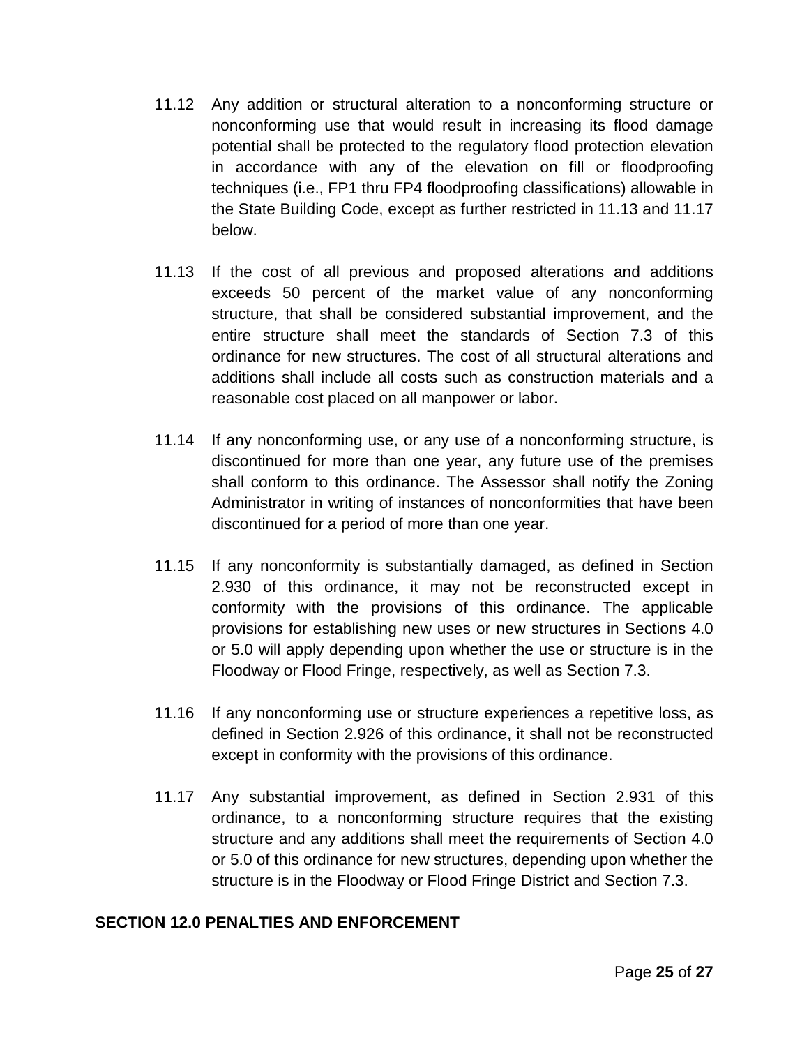11.12 Any addition or structural alteration to a nonconforming structure or nonconforming use that would result in increasing its flood damage potential shall be protected to the regulatory flood protection elevation in accordance with any of the elevation on fill or floodproofing techniques (i.e., FP1 thru FP4 floodproofing classifications) allowable in the State Building Code, except as further restricted in 11.13 and 11.17 below.

11.13 If the cost of all previous and proposed alterations and additions exceeds 50 percent of the market value of any nonconforming structure, that shall be considered substantial improvement, and the entire structure shall meet the standards of Section 7.3 of this ordinance for new structures. The cost of all structural alterations and additions shall include all costs such as construction materials and a reasonable cost placed on all manpower or labor.

11.14 If any nonconforming use, or any use of a nonconforming structure, is discontinued for more than one year, any future use of the premises shall conform to this ordinance. The Assessor shall notify the Zoning Administrator in writing of instances of nonconformities that have been discontinued for a period of more than one year.

11.15 If any nonconformity is substantially damaged, as defined in Section 2.930 of this ordinance, it may not be reconstructed except in conformity with the provisions of this ordinance. The applicable provisions for establishing new uses or new structures in Sections 4.0 or 5.0 will apply depending upon whether the use or structure is in the Floodway or Flood Fringe, respectively, as well as Section 7.3.

11.16 If any nonconforming use or structure experiences a repetitive loss, as defined in Section 2.926 of this ordinance, it shall not be reconstructed except in conformity with the provisions of this ordinance.

11.17 Any substantial improvement, as defined in Section 2.931 of this ordinance, to a nonconforming structure requires that the existing structure and any additions shall meet the requirements of Section 4.0 or 5.0 of this ordinance for new structures, depending upon whether the structure is in the Floodway or Flood Fringe District and Section 7.3.

## SECTION 12.0 PENALTIES AND ENFORCEMENT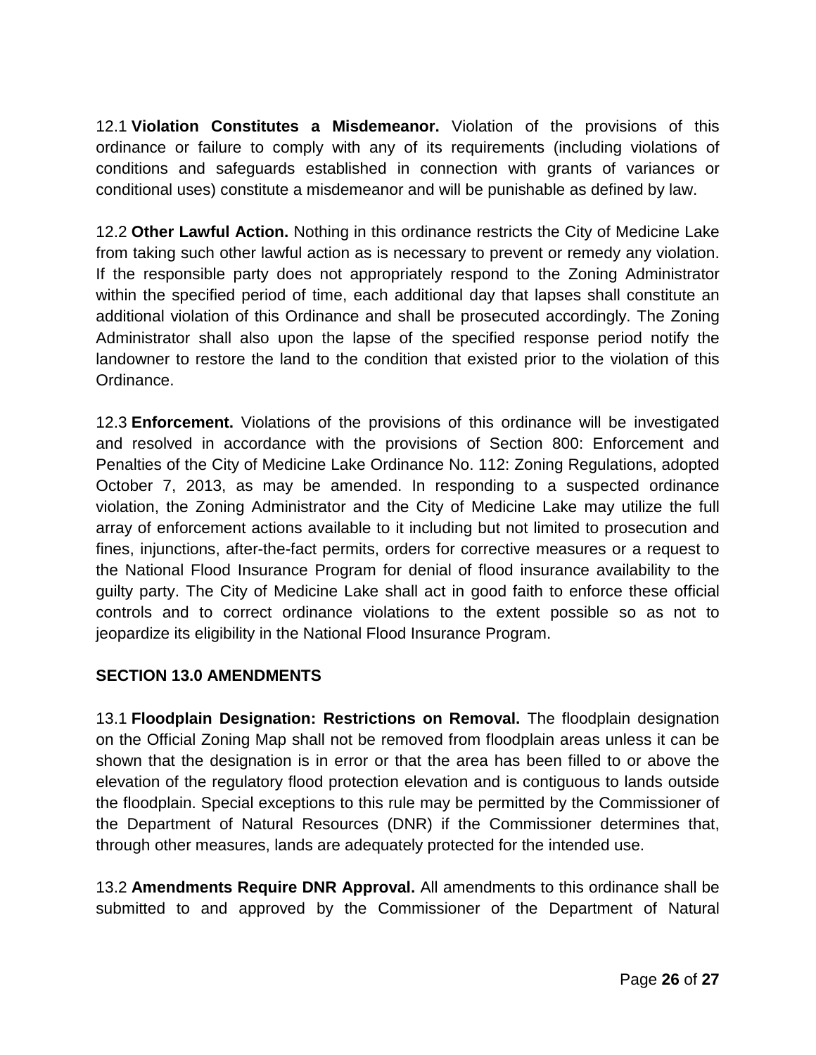12.1 **Violation Constitutes a Misdemeanor.** Violation of the provisions of this ordinance or failure to comply with any of its requirements (including violations of conditions and safeguards established in connection with grants of variances or conditional uses) constitute a misdemeanor and will be punishable as defined by law.

12.2 **Other Lawful Action.** Nothing in this ordinance restricts the City of Medicine Lake from taking such other lawful action as is necessary to prevent or remedy any violation. If the responsible party does not appropriately respond to the Zoning Administrator within the specified period of time, each additional day that lapses shall constitute an additional violation of this Ordinance and shall be prosecuted accordingly. The Zoning Administrator shall also upon the lapse of the specified response period notify the landowner to restore the land to the condition that existed prior to the violation of this Ordinance.

12.3 **Enforcement.** Violations of the provisions of this ordinance will be investigated and resolved in accordance with the provisions of Section 800: Enforcement and Penalties of the City of Medicine Lake Ordinance No. 112: Zoning Regulations, adopted October 7, 2013, as may be amended. In responding to a suspected ordinance violation, the Zoning Administrator and the City of Medicine Lake may utilize the full array of enforcement actions available to it including but not limited to prosecution and fines, injunctions, after-the-fact permits, orders for corrective measures or a request to the National Flood Insurance Program for denial of flood insurance availability to the guilty party. The City of Medicine Lake shall act in good faith to enforce these official controls and to correct ordinance violations to the extent possible so as not to jeopardize its eligibility in the National Flood Insurance Program.

## SECTION 13.0 AMENDMENTS

13.1 **Floodplain Designation: Restrictions on Removal.** The floodplain designation on the Official Zoning Map shall not be removed from floodplain areas unless it can be shown that the designation is in error or that the area has been filled to or above the elevation of the regulatory flood protection elevation and is contiguous to lands outside the floodplain. Special exceptions to this rule may be permitted by the Commissioner of the Department of Natural Resources (DNR) if the Commissioner determines that, through other measures, lands are adequately protected for the intended use.

13.2 **Amendments Require DNR Approval.** All amendments to this ordinance shall be submitted to and approved by the Commissioner of the Department of Natural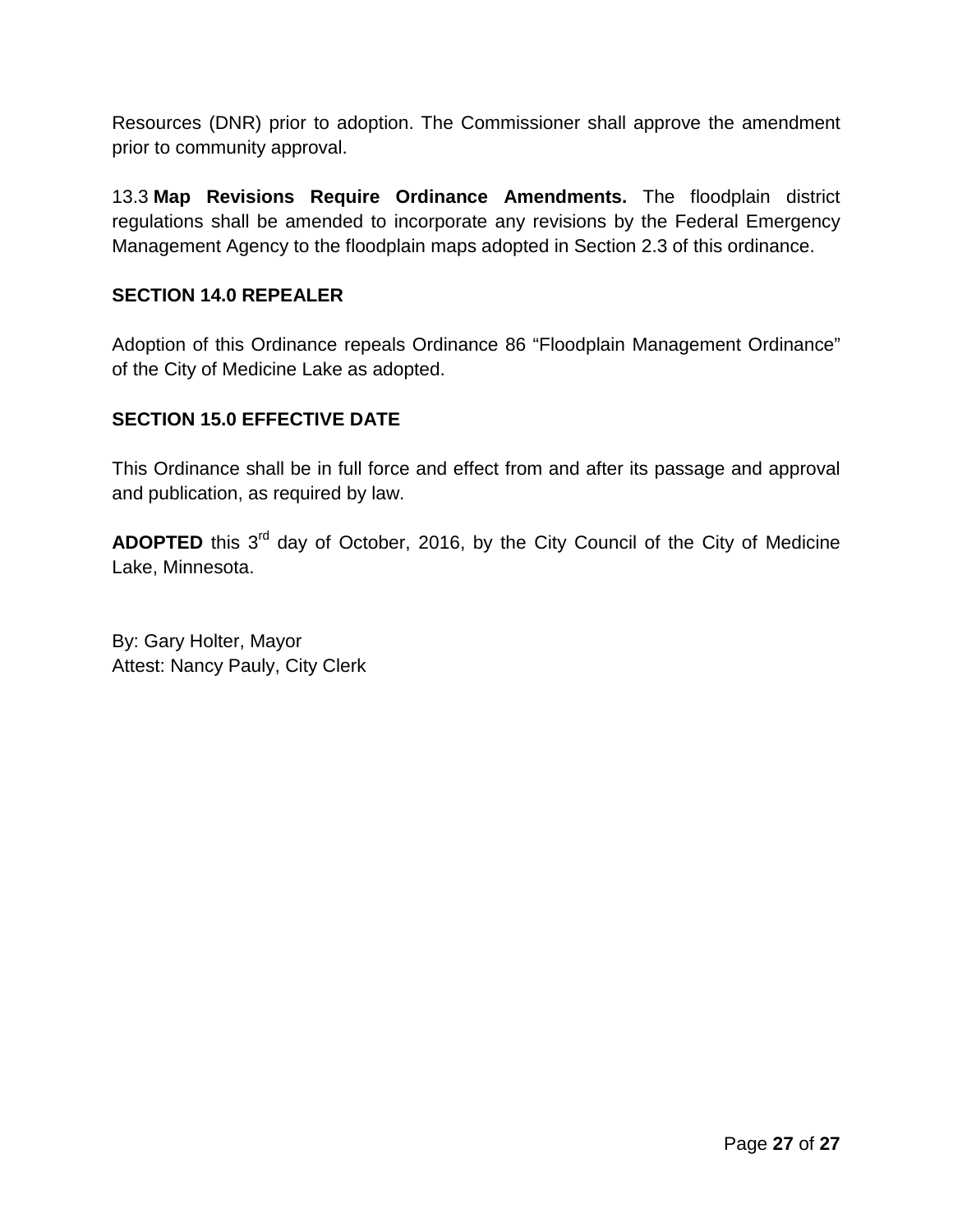Resources (DNR) prior to adoption. The Commissioner shall approve the amendment prior to community approval.

13.3 **Map Revisions Require Ordinance Amendments.** The floodplain district regulations shall be amended to incorporate any revisions by the Federal Emergency Management Agency to the floodplain maps adopted in Section 2.3 of this ordinance.

## SECTION 14.0 REPEALER

Adoption of this Ordinance repeals Ordinance 86 “Floodplain Management Ordinance” of the City of Medicine Lake as adopted.

## SECTION 15.0 EFFECTIVE DATE

This Ordinance shall be in full force and effect from and after its passage and approval and publication, as required by law.

**ADOPTED** this 3rd day of October, 2016, by the City Council of the City of Medicine Lake, Minnesota.

By: Gary Holter, Mayor
Attest: Nancy Pauly, City Clerk